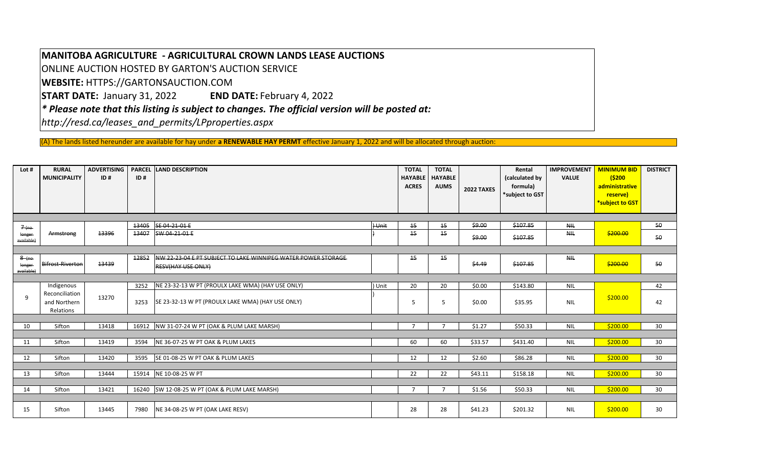**MANITOBA AGRICULTURE - AGRICULTURAL CROWN LANDS LEASE AUCTIONS**

ONLINE AUCTION HOSTED BY GARTON'S AUCTION SERVICE

**WEBSITE:** HTTPS://GARTONSAUCTION.COM

**START DATE:** January 31, 2022 **END DATE:** February 4, 2022

***\* Please note that this listing is subject to changes. The official version will be posted at:***

*http://resd.ca/leases_and_permits/LPproperties.aspx*

(A) The lands listed hereunder are available for hay under **a RENEWABLE HAY PERMT** effective January 1, 2022 and will be allocated through auction:

| Lot # | RURAL MUNICIPALITY | ADVERTISING ID # | PARCEL ID # | LAND DESCRIPTION | | TOTAL HAYABLE ACRES | TOTAL HAYABLE AUMS | 2022 TAXES | Rental (calculated by formula) *subject to GST | IMPROVEMENT VALUE | MINIMUM BID ($200 administrative reserve) *subject to GST | DISTRICT |
|---|---|---|---|---|---|---|---|---|---|---|---|---|
| ~~7 (no longer available)~~ | ~~Armstrong~~ | ~~13396~~ | ~~13405~~ | ~~SE 04-21-01 E~~ | ~~) Unit~~ | ~~15~~ | ~~15~~ | ~~$9.00~~ | ~~$107.85~~ | ~~NIL~~ | ~~$200.00~~ | ~~50~~ |
| | | | ~~13407~~ | ~~SW 04-21-01 E~~ | ~~)~~ | ~~15~~ | ~~15~~ | ~~$9.00~~ | ~~$107.85~~ | ~~NIL~~ | | ~~50~~ |
| ~~8 (no longer available)~~ | ~~Bifrost-Riverton~~ | ~~13439~~ | ~~12852~~ | ~~NW 22-23-04 E PT SUBJECT TO LAKE WINNIPEG WATER POWER STORAGE RESV(HAY USE ONLY)~~ | | ~~15~~ | ~~15~~ | ~~$4.49~~ | ~~$107.85~~ | ~~NIL~~ | ~~$200.00~~ | ~~50~~ |
| 9 | Indigenous Reconciliation and Northern Relations | 13270 | 3252 | NE 23-32-13 W PT (PROULX LAKE WMA) (HAY USE ONLY) | ) Unit | 20 | 20 | $0.00 | $143.80 | NIL | $200.00 | 42 |
| | | | 3253 | SE 23-32-13 W PT (PROULX LAKE WMA) (HAY USE ONLY) | ) | 5 | 5 | $0.00 | $35.95 | NIL | | 42 |
| 10 | Sifton | 13418 | 16912 | NW 31-07-24 W PT (OAK & PLUM LAKE MARSH) | | 7 | 7 | $1.27 | $50.33 | NIL | $200.00 | 30 |
| 11 | Sifton | 13419 | 3594 | NE 36-07-25 W PT OAK & PLUM LAKES | | 60 | 60 | $33.57 | $431.40 | NIL | $200.00 | 30 |
| 12 | Sifton | 13420 | 3595 | SE 01-08-25 W PT OAK & PLUM LAKES | | 12 | 12 | $2.60 | $86.28 | NIL | $200.00 | 30 |
| 13 | Sifton | 13444 | 15914 | NE 10-08-25 W PT | | 22 | 22 | $43.11 | $158.18 | NIL | $200.00 | 30 |
| 14 | Sifton | 13421 | 16240 | SW 12-08-25 W PT (OAK & PLUM LAKE MARSH) | | 7 | 7 | $1.56 | $50.33 | NIL | $200.00 | 30 |
| 15 | Sifton | 13445 | 7980 | NE 34-08-25 W PT (OAK LAKE RESV) | | 28 | 28 | $41.23 | $201.32 | NIL | $200.00 | 30 |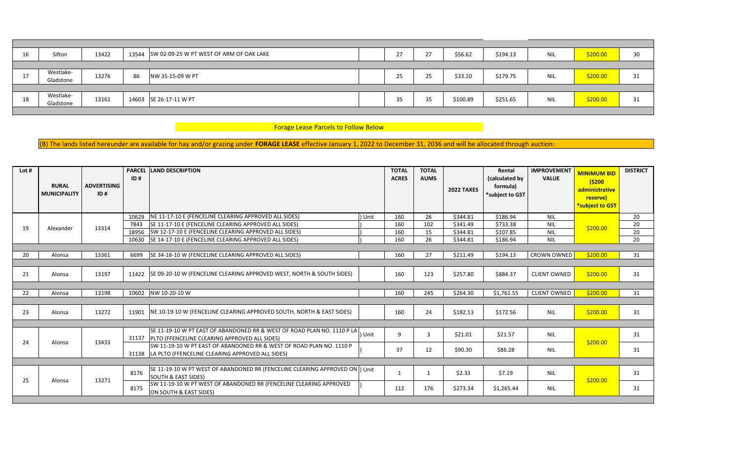| 16 | Sifton | 13422 | 13544 | SW 02-09-25 W PT WEST OF ARM OF OAK LAKE | | 27 | 27 | $56.62 | $194.13 | NIL | $200.00 | 30 |
|---|---|---|---|---|---|---|---|---|---|---|---|---|
| 17 | Westlake-Gladstone | 13276 | 86 | NW 35-15-09 W PT | | 25 | 25 | $33.10 | $179.75 | NIL | $200.00 | 31 |
| 18 | Westlake-Gladstone | 13161 | 14603 | SE 26-17-11 W PT | | 35 | 35 | $100.89 | $251.65 | NIL | $200.00 | 31 |

Forage Lease Parcels to Follow Below

(B) The lands listed hereunder are available for hay and/or grazing under **FORAGE LEASE** effective January 1, 2022 to December 31, 2036 and will be allocated through auction:

| Lot # | RURAL MUNICIPALITY | ADVERTISING ID # | PARCEL ID # | LAND DESCRIPTION | | TOTAL ACRES | TOTAL AUMS | 2022 TAXES | Rental (calculated by formula) *subject to GST | IMPROVEMENT VALUE | MINIMUM BID ($200 administrative reserve) *subject to GST | DISTRICT |
|---|---|---|---|---|---|---|---|---|---|---|---|---|
| 19 | Alexander | 13314 | 10629 | NE 11-17-10 E (FENCELINE CLEARING APPROVED ALL SIDES) | ) Unit | 160 | 26 | $344.81 | $186.94 | NIL | $200.00 | 20 |
| | | | 7843 | SE 11-17-10 E (FENCELINE CLEARING APPROVED ALL SIDES) | ) | 160 | 102 | $341.49 | $733.38 | NIL | | 20 |
| | | | 18956 | SW 12-17-10 E (FENCELINE CLEARING APPROVED ALL SIDES) | ) | 160 | 15 | $344.81 | $107.85 | NIL | | 20 |
| | | | 10630 | SE 14-17-10 E (FENCELINE CLEARING APPROVED ALL SIDES) | ) | 160 | 26 | $344.81 | $186.94 | NIL | | 20 |
| 20 | Alonsa | 13361 | 6699 | SE 34-18-10 W (FENCELINE CLEARING APPROVED ALL SIDES) | | 160 | 27 | $211.49 | $194.13 | CROWN OWNED | $200.00 | 31 |
| 21 | Alonsa | 13197 | 11422 | SE 09-20-10 W (FENCELINE CLEARING APPROVED WEST, NORTH & SOUTH SIDES) | | 160 | 123 | $257.80 | $884.37 | CLIENT OWNED | $200.00 | 31 |
| 22 | Alonsa | 13198 | 10602 | NW 10-20-10 W | | 160 | 245 | $264.30 | $1,761.55 | CLIENT OWNED | $200.00 | 31 |
| 23 | Alonsa | 13272 | 11901 | NE 10-19-10 W (FENCELINE CLEARING APPROVED SOUTH, NORTH & EAST SIDES) | | 160 | 24 | $182.13 | $172.56 | NIL | $200.00 | 31 |
| 24 | Alonsa | 13433 | 31137 | SE 11-19-10 W PT EAST OF ABANDONED RR & WEST OF ROAD PLAN NO. 1110 P LA PLTO (FFENCELINE CLEARING APPROVED ALL SIDES) | ) Unit | 9 | 3 | $21.01 | $21.57 | NIL | $200.00 | 31 |
| | | | 31138 | SW 11-19-10 W PT EAST OF ABANDONED RR & WEST OF ROAD PLAN NO. 1110 P LA PLTO (FFENCELINE CLEARING APPROVED ALL SIDES) | ) | 37 | 12 | $90.30 | $86.28 | NIL | | 31 |
| 25 | Alonsa | 13271 | 8176 | SE 11-19-10 W PT WEST OF ABANDONED RR (FENCELINE CLEARING APPROVED ON SOUTH & EAST SIDES) | ) Unit | 1 | 1 | $2.33 | $7.19 | NIL | $200.00 | 31 |
| | | | 8175 | SW 11-19-10 W PT WEST OF ABANDONED RR (FENCELINE CLEARING APPROVED ON SOUTH & EAST SIDES) | ) | 112 | 176 | $273.34 | $1,265.44 | NIL | | 31 |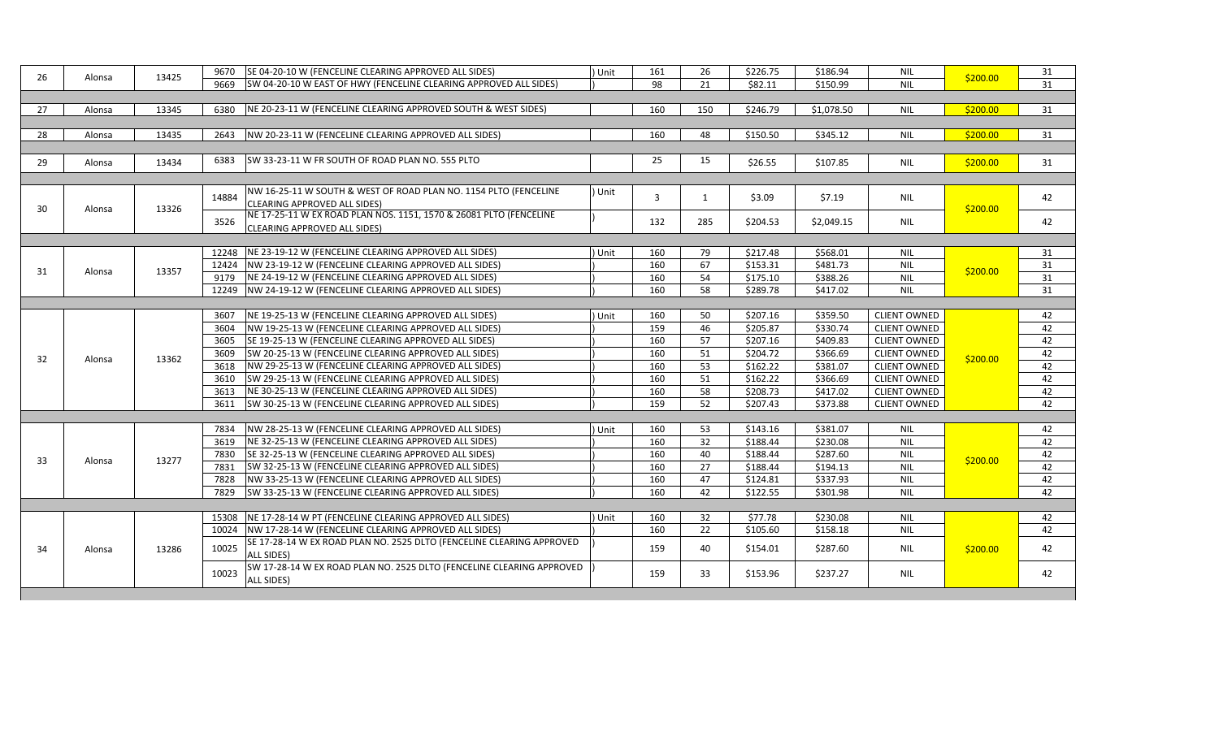| | | | | | | | | | | | | |
|---|---|---|---|---|---|---|---|---|---|---|---|---|
| 26 | Alonsa | 13425 | 9670 | SE 04-20-10 W (FENCELINE CLEARING APPROVED ALL SIDES) | ) Unit | 161 | 26 | $226.75 | $186.94 | NIL | $200.00 | 31 |
| | | | 9669 | SW 04-20-10 W EAST OF HWY (FENCELINE CLEARING APPROVED ALL SIDES) | ) | 98 | 21 | $82.11 | $150.99 | NIL | | 31 |
| | | | | | | | | | | | | |
| 27 | Alonsa | 13345 | 6380 | NE 20-23-11 W (FENCELINE CLEARING APPROVED SOUTH & WEST SIDES) | | 160 | 150 | $246.79 | $1,078.50 | NIL | $200.00 | 31 |
| | | | | | | | | | | | | |
| 28 | Alonsa | 13435 | 2643 | NW 20-23-11 W (FENCELINE CLEARING APPROVED ALL SIDES) | | 160 | 48 | $150.50 | $345.12 | NIL | $200.00 | 31 |
| | | | | | | | | | | | | |
| 29 | Alonsa | 13434 | 6383 | SW 33-23-11 W FR SOUTH OF ROAD PLAN NO. 555 PLTO | | 25 | 15 | $26.55 | $107.85 | NIL | $200.00 | 31 |
| | | | | | | | | | | | | |
| 30 | Alonsa | 13326 | 14884 | NW 16-25-11 W SOUTH & WEST OF ROAD PLAN NO. 1154 PLTO (FENCELINE CLEARING APPROVED ALL SIDES) | ) Unit | 3 | 1 | $3.09 | $7.19 | NIL | $200.00 | 42 |
| | | | 3526 | NE 17-25-11 W EX ROAD PLAN NOS. 1151, 1570 & 26081 PLTO (FENCELINE CLEARING APPROVED ALL SIDES) | ) | 132 | 285 | $204.53 | $2,049.15 | NIL | | 42 |
| | | | | | | | | | | | | |
| 31 | Alonsa | 13357 | 12248 | NE 23-19-12 W (FENCELINE CLEARING APPROVED ALL SIDES) | ) Unit | 160 | 79 | $217.48 | $568.01 | NIL | $200.00 | 31 |
| | | | 12424 | NW 23-19-12 W (FENCELINE CLEARING APPROVED ALL SIDES) | ) | 160 | 67 | $153.31 | $481.73 | NIL | | 31 |
| | | | 9179 | NE 24-19-12 W (FENCELINE CLEARING APPROVED ALL SIDES) | ) | 160 | 54 | $175.10 | $388.26 | NIL | | 31 |
| | | | 12249 | NW 24-19-12 W (FENCELINE CLEARING APPROVED ALL SIDES) | ) | 160 | 58 | $289.78 | $417.02 | NIL | | 31 |
| | | | | | | | | | | | | |
| 32 | Alonsa | 13362 | 3607 | NE 19-25-13 W (FENCELINE CLEARING APPROVED ALL SIDES) | ) Unit | 160 | 50 | $207.16 | $359.50 | CLIENT OWNED | $200.00 | 42 |
| | | | 3604 | NW 19-25-13 W (FENCELINE CLEARING APPROVED ALL SIDES) | ) | 159 | 46 | $205.87 | $330.74 | CLIENT OWNED | | 42 |
| | | | 3605 | SE 19-25-13 W (FENCELINE CLEARING APPROVED ALL SIDES) | ) | 160 | 57 | $207.16 | $409.83 | CLIENT OWNED | | 42 |
| | | | 3609 | SW 20-25-13 W (FENCELINE CLEARING APPROVED ALL SIDES) | ) | 160 | 51 | $204.72 | $366.69 | CLIENT OWNED | | 42 |
| | | | 3618 | NW 29-25-13 W (FENCELINE CLEARING APPROVED ALL SIDES) | ) | 160 | 53 | $162.22 | $381.07 | CLIENT OWNED | | 42 |
| | | | 3610 | SW 29-25-13 W (FENCELINE CLEARING APPROVED ALL SIDES) | ) | 160 | 51 | $162.22 | $366.69 | CLIENT OWNED | | 42 |
| | | | 3613 | NE 30-25-13 W (FENCELINE CLEARING APPROVED ALL SIDES) | ) | 160 | 58 | $208.73 | $417.02 | CLIENT OWNED | | 42 |
| | | | 3611 | SW 30-25-13 W (FENCELINE CLEARING APPROVED ALL SIDES) | ) | 159 | 52 | $207.43 | $373.88 | CLIENT OWNED | | 42 |
| | | | | | | | | | | | | |
| 33 | Alonsa | 13277 | 7834 | NW 28-25-13 W (FENCELINE CLEARING APPROVED ALL SIDES) | ) Unit | 160 | 53 | $143.16 | $381.07 | NIL | $200.00 | 42 |
| | | | 3619 | NE 32-25-13 W (FENCELINE CLEARING APPROVED ALL SIDES) | ) | 160 | 32 | $188.44 | $230.08 | NIL | | 42 |
| | | | 7830 | SE 32-25-13 W (FENCELINE CLEARING APPROVED ALL SIDES) | ) | 160 | 40 | $188.44 | $287.60 | NIL | | 42 |
| | | | 7831 | SW 32-25-13 W (FENCELINE CLEARING APPROVED ALL SIDES) | ) | 160 | 27 | $188.44 | $194.13 | NIL | | 42 |
| | | | 7828 | NW 33-25-13 W (FENCELINE CLEARING APPROVED ALL SIDES) | ) | 160 | 47 | $124.81 | $337.93 | NIL | | 42 |
| | | | 7829 | SW 33-25-13 W (FENCELINE CLEARING APPROVED ALL SIDES) | ) | 160 | 42 | $122.55 | $301.98 | NIL | | 42 |
| | | | | | | | | | | | | |
| 34 | Alonsa | 13286 | 15308 | NE 17-28-14 W PT (FENCELINE CLEARING APPROVED ALL SIDES) | ) Unit | 160 | 32 | $77.78 | $230.08 | NIL | $200.00 | 42 |
| | | | 10024 | NW 17-28-14 W (FENCELINE CLEARING APPROVED ALL SIDES) | ) | 160 | 22 | $105.60 | $158.18 | NIL | | 42 |
| | | | 10025 | SE 17-28-14 W EX ROAD PLAN NO. 2525 DLTO (FENCELINE CLEARING APPROVED ALL SIDES) | ) | 159 | 40 | $154.01 | $287.60 | NIL | | 42 |
| | | | 10023 | SW 17-28-14 W EX ROAD PLAN NO. 2525 DLTO (FENCELINE CLEARING APPROVED ALL SIDES) | ) | 159 | 33 | $153.96 | $237.27 | NIL | | 42 |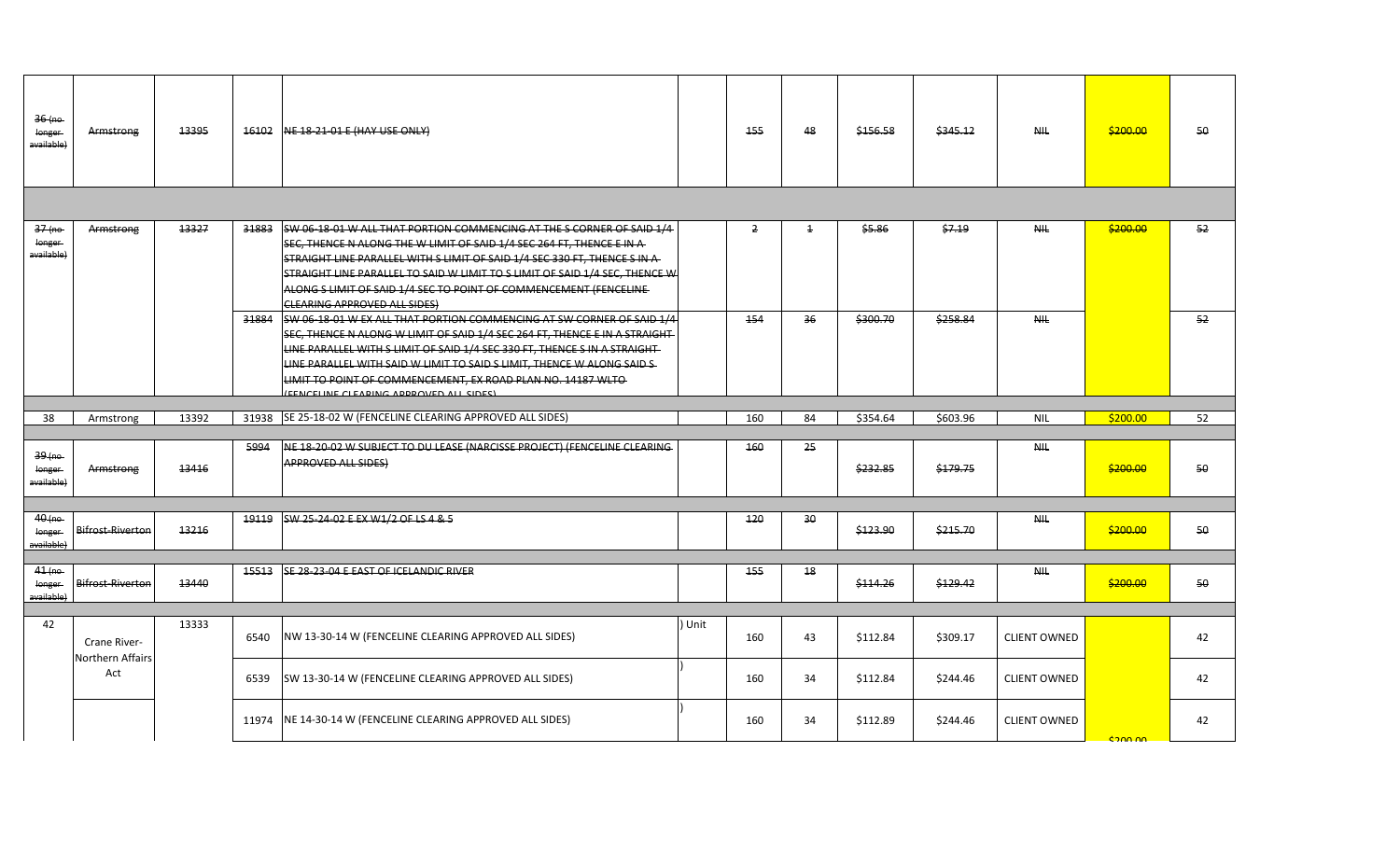| 36 (no longer available) | Armstrong | 13395 | 16102 | NE 18-21-01 E (HAY USE ONLY) | | 155 | 48 | $156.58 | $345.12 | NIL | $200.00 | 50 |
|---|---|---|---|---|---|---|---|---|---|---|---|---|
| | | | | | | | | | | | | |
| 37 (no longer available) | Armstrong | 13327 | 31883 | SW 06-18-01 W ALL THAT PORTION COMMENCING AT THE S CORNER OF SAID 1/4 SEC, THENCE N ALONG THE W LIMIT OF SAID 1/4 SEC 264 FT, THENCE E IN A STRAIGHT LINE PARALLEL WITH S LIMIT OF SAID 1/4 SEC 330 FT, THENCE S IN A STRAIGHT LINE PARALLEL TO SAID W LIMIT TO S LIMIT OF SAID 1/4 SEC, THENCE W ALONG S LIMIT OF SAID 1/4 SEC TO POINT OF COMMENCEMENT (FENCELINE CLEARING APPROVED ALL SIDES) | | 2 | 1 | $5.86 | $7.19 | NIL | $200.00 | 52 |
| | | | 31884 | SW 06-18-01 W EX ALL THAT PORTION COMMENCING AT SW CORNER OF SAID 1/4 SEC, THENCE N ALONG W LIMIT OF SAID 1/4 SEC 264 FT, THENCE E IN A STRAIGHT LINE PARALLEL WITH S LIMIT OF SAID 1/4 SEC 330 FT, THENCE S IN A STRAIGHT LINE PARALLEL WITH SAID W LIMIT TO SAID S LIMIT, THENCE W ALONG SAID S LIMIT TO POINT OF COMMENCEMENT, EX ROAD PLAN NO. 14187 WLTO (FENCELINE CLEARING APPROVED ALL SIDES) | | 154 | 36 | $300.70 | $258.84 | NIL | | 52 |
| | | | | | | | | | | | | |
| 38 | Armstrong | 13392 | 31938 | SE 25-18-02 W (FENCELINE CLEARING APPROVED ALL SIDES) | | 160 | 84 | $354.64 | $603.96 | NIL | $200.00 | 52 |
| | | | | | | | | | | | | |
| 39 (no longer available) | Armstrong | 13416 | 5994 | NE 18-20-02 W SUBJECT TO DU LEASE (NARCISSE PROJECT) (FENCELINE CLEARING APPROVED ALL SIDES) | | 160 | 25 | $232.85 | $179.75 | NIL | $200.00 | 50 |
| | | | | | | | | | | | | |
| 40 (no longer available) | Bifrost-Riverton | 13216 | 19119 | SW 25-24-02 E EX W1/2 OF LS 4 & 5 | | 120 | 30 | $123.90 | $215.70 | NIL | $200.00 | 50 |
| | | | | | | | | | | | | |
| 41 (no longer available) | Bifrost-Riverton | 13440 | 15513 | SE 28-23-04 E EAST OF ICELANDIC RIVER | | 155 | 18 | $114.26 | $129.42 | NIL | $200.00 | 50 |
| | | | | | | | | | | | | |
| 42 | Crane River-Northern Affairs Act | 13333 | 6540 | NW 13-30-14 W (FENCELINE CLEARING APPROVED ALL SIDES) | ) Unit | 160 | 43 | $112.84 | $309.17 | CLIENT OWNED | | 42 |
| | | | 6539 | SW 13-30-14 W (FENCELINE CLEARING APPROVED ALL SIDES) | ) | 160 | 34 | $112.84 | $244.46 | CLIENT OWNED | | 42 |
| | | | 11974 | NE 14-30-14 W (FENCELINE CLEARING APPROVED ALL SIDES) | ) | 160 | 34 | $112.89 | $244.46 | CLIENT OWNED | $200.00 | 42 |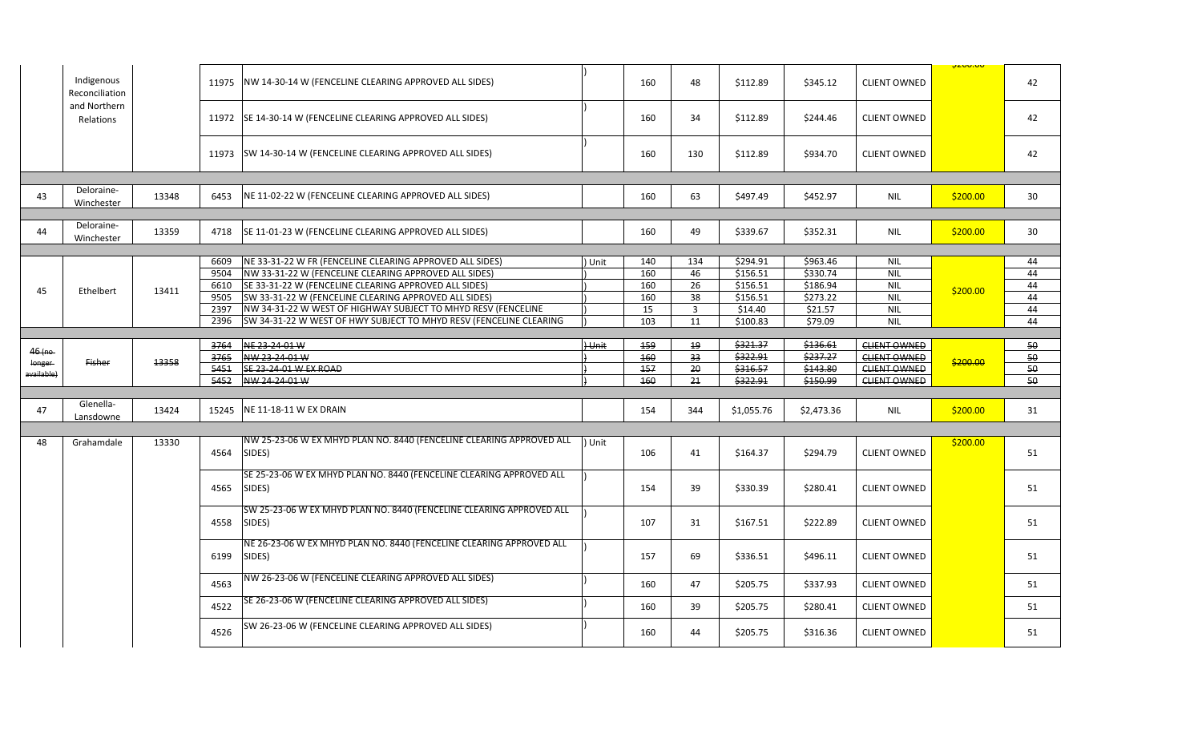| | | | | | | | | | | | | |
|---|---|---|---|---|---|---|---|---|---|---|---|---|
| | Indigenous Reconciliation and Northern Relations | | 11975 | NW 14-30-14 W (FENCELINE CLEARING APPROVED ALL SIDES) | ) | 160 | 48 | $112.89 | $345.12 | CLIENT OWNED | $200.00 | 42 |
| | | | 11972 | SE 14-30-14 W (FENCELINE CLEARING APPROVED ALL SIDES) | ) | 160 | 34 | $112.89 | $244.46 | CLIENT OWNED | | 42 |
| | | | 11973 | SW 14-30-14 W (FENCELINE CLEARING APPROVED ALL SIDES) | ) | 160 | 130 | $112.89 | $934.70 | CLIENT OWNED | | 42 |
| 43 | Deloraine-Winchester | 13348 | 6453 | NE 11-02-22 W (FENCELINE CLEARING APPROVED ALL SIDES) | | 160 | 63 | $497.49 | $452.97 | NIL | $200.00 | 30 |
| 44 | Deloraine-Winchester | 13359 | 4718 | SE 11-01-23 W (FENCELINE CLEARING APPROVED ALL SIDES) | | 160 | 49 | $339.67 | $352.31 | NIL | $200.00 | 30 |
| 45 | Ethelbert | 13411 | 6609 | NE 33-31-22 W FR (FENCELINE CLEARING APPROVED ALL SIDES) | ) Unit | 140 | 134 | $294.91 | $963.46 | NIL | $200.00 | 44 |
| | | | 9504 | NW 33-31-22 W (FENCELINE CLEARING APPROVED ALL SIDES) | ) | 160 | 46 | $156.51 | $330.74 | NIL | | 44 |
| | | | 6610 | SE 33-31-22 W (FENCELINE CLEARING APPROVED ALL SIDES) | ) | 160 | 26 | $156.51 | $186.94 | NIL | | 44 |
| | | | 9505 | SW 33-31-22 W (FENCELINE CLEARING APPROVED ALL SIDES) | ) | 160 | 38 | $156.51 | $273.22 | NIL | | 44 |
| | | | 2397 | NW 34-31-22 W WEST OF HIGHWAY SUBJECT TO MHYD RESV (FENCELINE | ) | 15 | 3 | $14.40 | $21.57 | NIL | | 44 |
| | | | 2396 | SW 34-31-22 W WEST OF HWY SUBJECT TO MHYD RESV (FENCELINE CLEARING | ) | 103 | 11 | $100.83 | $79.09 | NIL | | 44 |
| ~~46 (no longer available)~~ | ~~Fisher~~ | ~~13358~~ | ~~3764~~ | ~~NE 23-24-01 W~~ | ~~) Unit~~ | ~~159~~ | ~~19~~ | ~~$321.37~~ | ~~$136.61~~ | ~~CLIENT OWNED~~ | ~~$200.00~~ | ~~50~~ |
| | | | ~~3765~~ | ~~NW 23-24-01 W~~ | ~~)~~ | ~~160~~ | ~~33~~ | ~~$322.91~~ | ~~$237.27~~ | ~~CLIENT OWNED~~ | | ~~50~~ |
| | | | ~~5451~~ | ~~SE 23-24-01 W EX ROAD~~ | ~~)~~ | ~~157~~ | ~~20~~ | ~~$316.57~~ | ~~$143.80~~ | ~~CLIENT OWNED~~ | | ~~50~~ |
| | | | ~~5452~~ | ~~NW 24-24-01 W~~ | ~~)~~ | ~~160~~ | ~~21~~ | ~~$322.91~~ | ~~$150.99~~ | ~~CLIENT OWNED~~ | | ~~50~~ |
| 47 | Glenella-Lansdowne | 13424 | 15245 | NE 11-18-11 W EX DRAIN | | 154 | 344 | $1,055.76 | $2,473.36 | NIL | $200.00 | 31 |
| 48 | Grahamdale | 13330 | 4564 | NW 25-23-06 W EX MHYD PLAN NO. 8440 (FENCELINE CLEARING APPROVED ALL SIDES) | ) Unit | 106 | 41 | $164.37 | $294.79 | CLIENT OWNED | $200.00 | 51 |
| | | | 4565 | SE 25-23-06 W EX MHYD PLAN NO. 8440 (FENCELINE CLEARING APPROVED ALL SIDES) | ) | 154 | 39 | $330.39 | $280.41 | CLIENT OWNED | | 51 |
| | | | 4558 | SW 25-23-06 W EX MHYD PLAN NO. 8440 (FENCELINE CLEARING APPROVED ALL SIDES) | ) | 107 | 31 | $167.51 | $222.89 | CLIENT OWNED | | 51 |
| | | | 6199 | NE 26-23-06 W EX MHYD PLAN NO. 8440 (FENCELINE CLEARING APPROVED ALL SIDES) | ) | 157 | 69 | $336.51 | $496.11 | CLIENT OWNED | | 51 |
| | | | 4563 | NW 26-23-06 W (FENCELINE CLEARING APPROVED ALL SIDES) | ) | 160 | 47 | $205.75 | $337.93 | CLIENT OWNED | | 51 |
| | | | 4522 | SE 26-23-06 W (FENCELINE CLEARING APPROVED ALL SIDES) | ) | 160 | 39 | $205.75 | $280.41 | CLIENT OWNED | | 51 |
| | | | 4526 | SW 26-23-06 W (FENCELINE CLEARING APPROVED ALL SIDES) | ) | 160 | 44 | $205.75 | $316.36 | CLIENT OWNED | | 51 |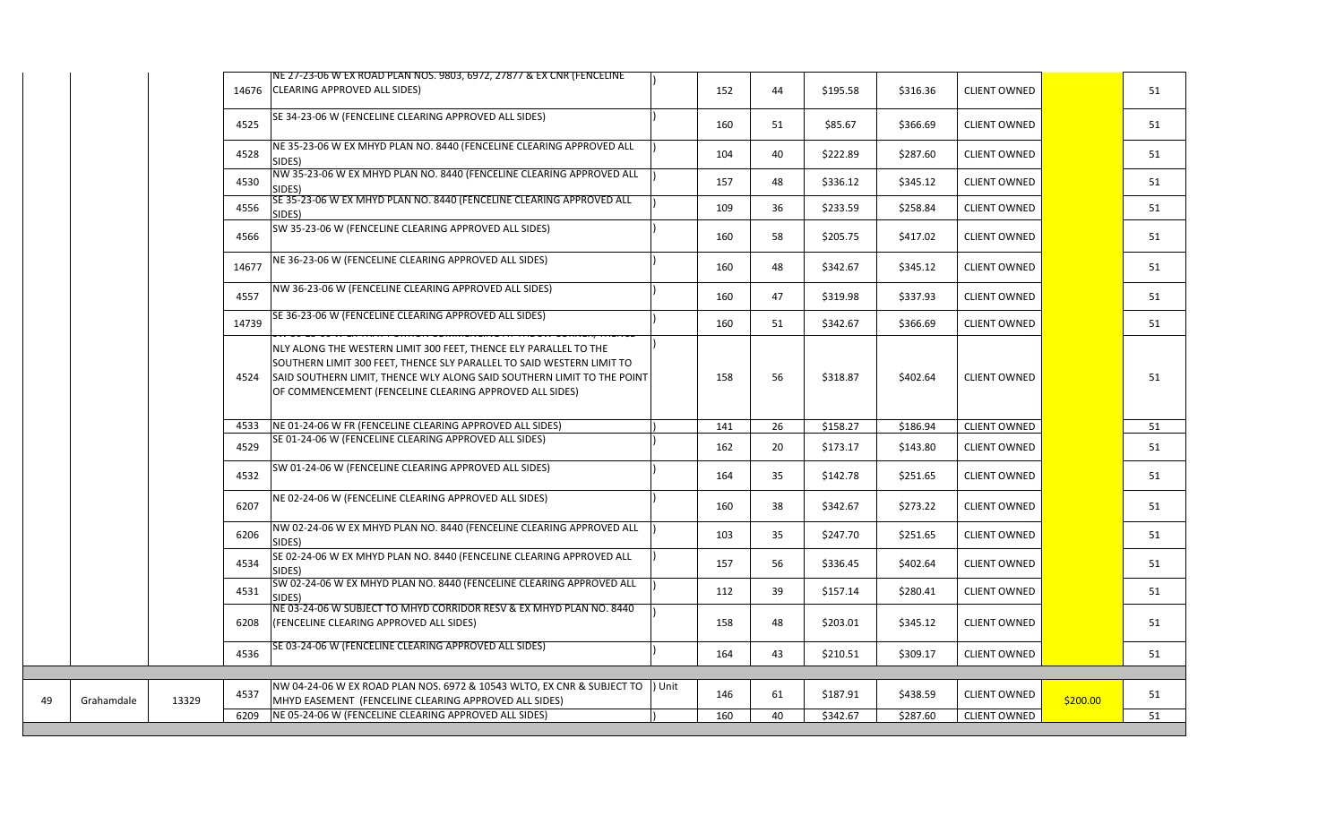| | | | | | | | | | | | | |
|---|---|---|---|---|---|---|---|---|---|---|---|---|
| | | | 14676 | NE 27-23-06 W EX ROAD PLAN NOS. 9803, 6972, 27877 & EX CNR (FENCELINE CLEARING APPROVED ALL SIDES) | ) | 152 | 44 | $195.58 | $316.36 | CLIENT OWNED | | 51 |
| | | | 4525 | SE 34-23-06 W (FENCELINE CLEARING APPROVED ALL SIDES) | ) | 160 | 51 | $85.67 | $366.69 | CLIENT OWNED | | 51 |
| | | | 4528 | NE 35-23-06 W EX MHYD PLAN NO. 8440 (FENCELINE CLEARING APPROVED ALL SIDES) | ) | 104 | 40 | $222.89 | $287.60 | CLIENT OWNED | | 51 |
| | | | 4530 | NW 35-23-06 W EX MHYD PLAN NO. 8440 (FENCELINE CLEARING APPROVED ALL SIDES) | ) | 157 | 48 | $336.12 | $345.12 | CLIENT OWNED | | 51 |
| | | | 4556 | SE 35-23-06 W EX MHYD PLAN NO. 8440 (FENCELINE CLEARING APPROVED ALL SIDES) | ) | 109 | 36 | $233.59 | $258.84 | CLIENT OWNED | | 51 |
| | | | 4566 | SW 35-23-06 W (FENCELINE CLEARING APPROVED ALL SIDES) | ) | 160 | 58 | $205.75 | $417.02 | CLIENT OWNED | | 51 |
| | | | 14677 | NE 36-23-06 W (FENCELINE CLEARING APPROVED ALL SIDES) | ) | 160 | 48 | $342.67 | $345.12 | CLIENT OWNED | | 51 |
| | | | 4557 | NW 36-23-06 W (FENCELINE CLEARING APPROVED ALL SIDES) | ) | 160 | 47 | $319.98 | $337.93 | CLIENT OWNED | | 51 |
| | | | 14739 | SE 36-23-06 W (FENCELINE CLEARING APPROVED ALL SIDES) | ) | 160 | 51 | $342.67 | $366.69 | CLIENT OWNED | | 51 |
| | | | 4524 | NLY ALONG THE WESTERN LIMIT 300 FEET, THENCE ELY PARALLEL TO THE SOUTHERN LIMIT 300 FEET, THENCE SLY PARALLEL TO SAID WESTERN LIMIT TO SAID SOUTHERN LIMIT, THENCE WLY ALONG SAID SOUTHERN LIMIT TO THE POINT OF COMMENCEMENT (FENCELINE CLEARING APPROVED ALL SIDES) | ) | 158 | 56 | $318.87 | $402.64 | CLIENT OWNED | | 51 |
| | | | 4533 | NE 01-24-06 W FR (FENCELINE CLEARING APPROVED ALL SIDES) | ) | 141 | 26 | $158.27 | $186.94 | CLIENT OWNED | | 51 |
| | | | 4529 | SE 01-24-06 W (FENCELINE CLEARING APPROVED ALL SIDES) | ) | 162 | 20 | $173.17 | $143.80 | CLIENT OWNED | | 51 |
| | | | 4532 | SW 01-24-06 W (FENCELINE CLEARING APPROVED ALL SIDES) | ) | 164 | 35 | $142.78 | $251.65 | CLIENT OWNED | | 51 |
| | | | 6207 | NE 02-24-06 W (FENCELINE CLEARING APPROVED ALL SIDES) | ) | 160 | 38 | $342.67 | $273.22 | CLIENT OWNED | | 51 |
| | | | 6206 | NW 02-24-06 W EX MHYD PLAN NO. 8440 (FENCELINE CLEARING APPROVED ALL SIDES) | ) | 103 | 35 | $247.70 | $251.65 | CLIENT OWNED | | 51 |
| | | | 4534 | SE 02-24-06 W EX MHYD PLAN NO. 8440 (FENCELINE CLEARING APPROVED ALL SIDES) | ) | 157 | 56 | $336.45 | $402.64 | CLIENT OWNED | | 51 |
| | | | 4531 | SW 02-24-06 W EX MHYD PLAN NO. 8440 (FENCELINE CLEARING APPROVED ALL SIDES) | ) | 112 | 39 | $157.14 | $280.41 | CLIENT OWNED | | 51 |
| | | | 6208 | NE 03-24-06 W SUBJECT TO MHYD CORRIDOR RESV & EX MHYD PLAN NO. 8440 (FENCELINE CLEARING APPROVED ALL SIDES) | ) | 158 | 48 | $203.01 | $345.12 | CLIENT OWNED | | 51 |
| | | | 4536 | SE 03-24-06 W (FENCELINE CLEARING APPROVED ALL SIDES) | ) | 164 | 43 | $210.51 | $309.17 | CLIENT OWNED | | 51 |
| 49 | Grahamdale | 13329 | 4537 | NW 04-24-06 W EX ROAD PLAN NOS. 6972 & 10543 WLTO, EX CNR & SUBJECT TO MHYD EASEMENT (FENCELINE CLEARING APPROVED ALL SIDES) | ) Unit | 146 | 61 | $187.91 | $438.59 | CLIENT OWNED | $200.00 | 51 |
| | | | 6209 | NE 05-24-06 W (FENCELINE CLEARING APPROVED ALL SIDES) | ) | 160 | 40 | $342.67 | $287.60 | CLIENT OWNED | | 51 |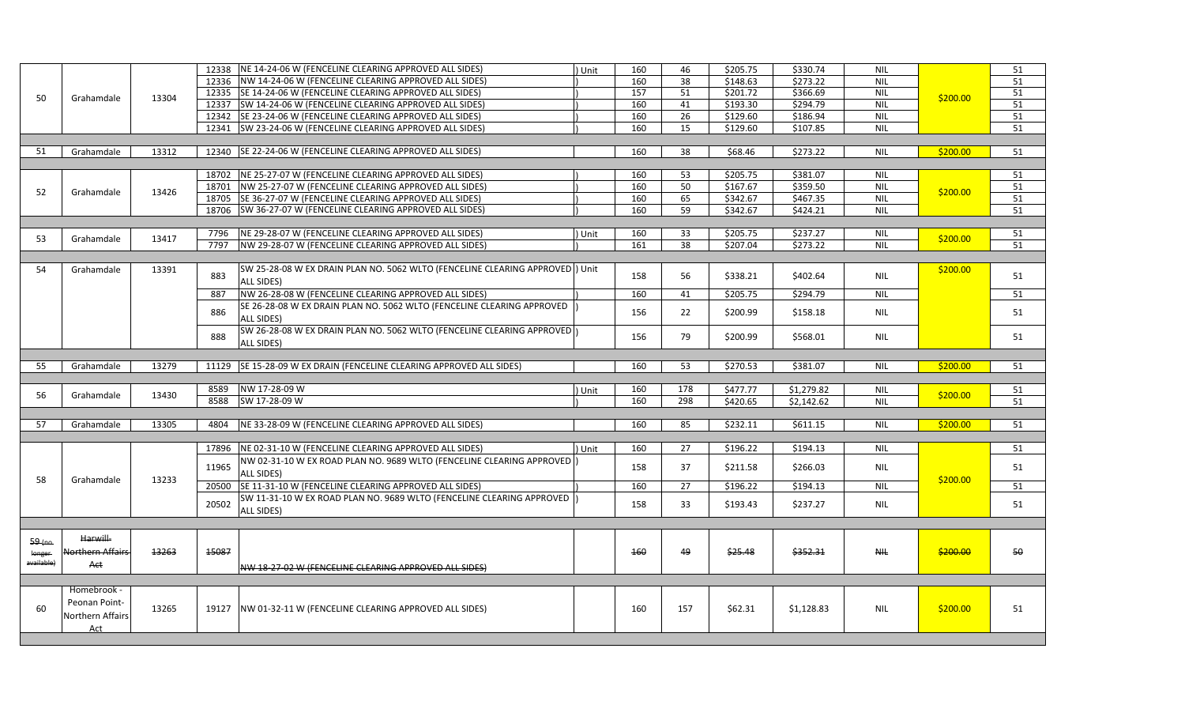| | | | | | | | | | | | | |
|---|---|---|---|---|---|---|---|---|---|---|---|---|
| 50 | Grahamdale | 13304 | 12338 | NE 14-24-06 W (FENCELINE CLEARING APPROVED ALL SIDES) | ) Unit | 160 | 46 | $205.75 | $330.74 | NIL | $200.00 | 51 |
| | | | 12336 | NW 14-24-06 W (FENCELINE CLEARING APPROVED ALL SIDES) | ) | 160 | 38 | $148.63 | $273.22 | NIL | | 51 |
| | | | 12335 | SE 14-24-06 W (FENCELINE CLEARING APPROVED ALL SIDES) | ) | 157 | 51 | $201.72 | $366.69 | NIL | | 51 |
| | | | 12337 | SW 14-24-06 W (FENCELINE CLEARING APPROVED ALL SIDES) | ) | 160 | 41 | $193.30 | $294.79 | NIL | | 51 |
| | | | 12342 | SE 23-24-06 W (FENCELINE CLEARING APPROVED ALL SIDES) | ) | 160 | 26 | $129.60 | $186.94 | NIL | | 51 |
| | | | 12341 | SW 23-24-06 W (FENCELINE CLEARING APPROVED ALL SIDES) | ) | 160 | 15 | $129.60 | $107.85 | NIL | | 51 |
| 51 | Grahamdale | 13312 | 12340 | SE 22-24-06 W (FENCELINE CLEARING APPROVED ALL SIDES) | | 160 | 38 | $68.46 | $273.22 | NIL | $200.00 | 51 |
| 52 | Grahamdale | 13426 | 18702 | NE 25-27-07 W (FENCELINE CLEARING APPROVED ALL SIDES) | ) | 160 | 53 | $205.75 | $381.07 | NIL | $200.00 | 51 |
| | | | 18701 | NW 25-27-07 W (FENCELINE CLEARING APPROVED ALL SIDES) | ) | 160 | 50 | $167.67 | $359.50 | NIL | | 51 |
| | | | 18705 | SE 36-27-07 W (FENCELINE CLEARING APPROVED ALL SIDES) | ) | 160 | 65 | $342.67 | $467.35 | NIL | | 51 |
| | | | 18706 | SW 36-27-07 W (FENCELINE CLEARING APPROVED ALL SIDES) | ) | 160 | 59 | $342.67 | $424.21 | NIL | | 51 |
| 53 | Grahamdale | 13417 | 7796 | NE 29-28-07 W (FENCELINE CLEARING APPROVED ALL SIDES) | ) Unit | 160 | 33 | $205.75 | $237.27 | NIL | $200.00 | 51 |
| | | | 7797 | NW 29-28-07 W (FENCELINE CLEARING APPROVED ALL SIDES) | ) | 161 | 38 | $207.04 | $273.22 | NIL | | 51 |
| 54 | Grahamdale | 13391 | 883 | SW 25-28-08 W EX DRAIN PLAN NO. 5062 WLTO (FENCELINE CLEARING APPROVED ALL SIDES) | ) Unit | 158 | 56 | $338.21 | $402.64 | NIL | $200.00 | 51 |
| | | | 887 | NW 26-28-08 W (FENCELINE CLEARING APPROVED ALL SIDES) | ) | 160 | 41 | $205.75 | $294.79 | NIL | | 51 |
| | | | 886 | SE 26-28-08 W EX DRAIN PLAN NO. 5062 WLTO (FENCELINE CLEARING APPROVED ALL SIDES) | ) | 156 | 22 | $200.99 | $158.18 | NIL | | 51 |
| | | | 888 | SW 26-28-08 W EX DRAIN PLAN NO. 5062 WLTO (FENCELINE CLEARING APPROVED ALL SIDES) | ) | 156 | 79 | $200.99 | $568.01 | NIL | | 51 |
| 55 | Grahamdale | 13279 | 11129 | SE 15-28-09 W EX DRAIN (FENCELINE CLEARING APPROVED ALL SIDES) | | 160 | 53 | $270.53 | $381.07 | NIL | $200.00 | 51 |
| 56 | Grahamdale | 13430 | 8589 | NW 17-28-09 W | ) Unit | 160 | 178 | $477.77 | $1,279.82 | NIL | $200.00 | 51 |
| | | | 8588 | SW 17-28-09 W | ) | 160 | 298 | $420.65 | $2,142.62 | NIL | | 51 |
| 57 | Grahamdale | 13305 | 4804 | NE 33-28-09 W (FENCELINE CLEARING APPROVED ALL SIDES) | | 160 | 85 | $232.11 | $611.15 | NIL | $200.00 | 51 |
| 58 | Grahamdale | 13233 | 17896 | NE 02-31-10 W (FENCELINE CLEARING APPROVED ALL SIDES) | ) Unit | 160 | 27 | $196.22 | $194.13 | NIL | $200.00 | 51 |
| | | | 11965 | NW 02-31-10 W EX ROAD PLAN NO. 9689 WLTO (FENCELINE CLEARING APPROVED ALL SIDES) | ) | 158 | 37 | $211.58 | $266.03 | NIL | | 51 |
| | | | 20500 | SE 11-31-10 W (FENCELINE CLEARING APPROVED ALL SIDES) | ) | 160 | 27 | $196.22 | $194.13 | NIL | | 51 |
| | | | 20502 | SW 11-31-10 W EX ROAD PLAN NO. 9689 WLTO (FENCELINE CLEARING APPROVED ALL SIDES) | ) | 158 | 33 | $193.43 | $237.27 | NIL | | 51 |
| ~~59~~ (no longer available) | ~~Harwill-Northern Affairs Act~~ | ~~13263~~ | ~~15087~~ | ~~NW 18-27-02 W (FENCELINE CLEARING APPROVED ALL SIDES)~~ | | ~~160~~ | ~~49~~ | ~~$25.48~~ | ~~$352.31~~ | ~~NIL~~ | ~~$200.00~~ | ~~50~~ |
| 60 | Homebrook - Peonan Point-Northern Affairs Act | 13265 | 19127 | NW 01-32-11 W (FENCELINE CLEARING APPROVED ALL SIDES) | | 160 | 157 | $62.31 | $1,128.83 | NIL | $200.00 | 51 |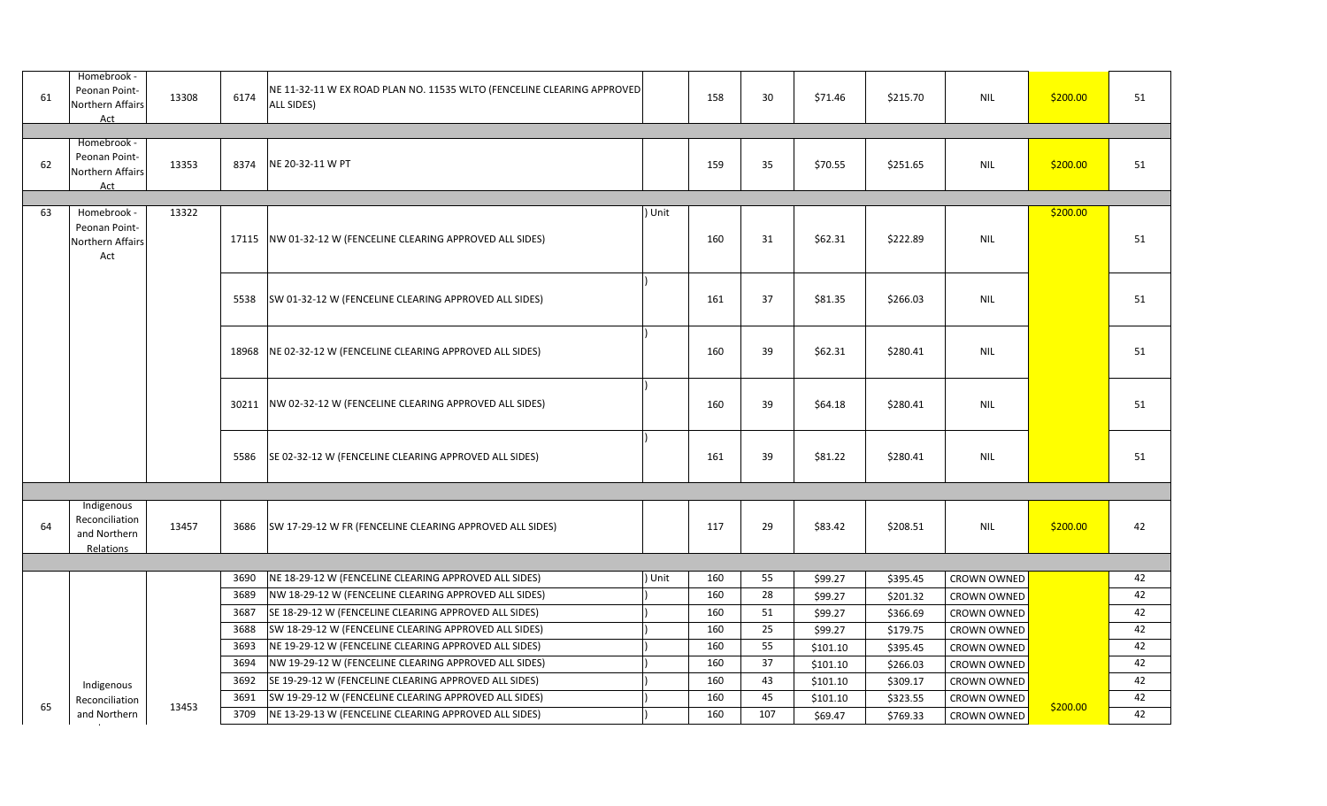| | | | | | | | | | | | | |
|---|---|---|---|---|---|---|---|---|---|---|---|---|
| 61 | Homebrook - Peonan Point-Northern Affairs Act | 13308 | 6174 | NE 11-32-11 W EX ROAD PLAN NO. 11535 WLTO (FENCELINE CLEARING APPROVED ALL SIDES) | | 158 | 30 | $71.46 | $215.70 | NIL | $200.00 | 51 |
| | | | | | | | | | | | | |
| 62 | Homebrook - Peonan Point-Northern Affairs Act | 13353 | 8374 | NE 20-32-11 W PT | | 159 | 35 | $70.55 | $251.65 | NIL | $200.00 | 51 |
| | | | | | | | | | | | | |
| 63 | Homebrook - Peonan Point-Northern Affairs Act | 13322 | 17115 | NW 01-32-12 W (FENCELINE CLEARING APPROVED ALL SIDES) | ) Unit | 160 | 31 | $62.31 | $222.89 | NIL | $200.00 | 51 |
| | | | 5538 | SW 01-32-12 W (FENCELINE CLEARING APPROVED ALL SIDES) | ) | 161 | 37 | $81.35 | $266.03 | NIL | | 51 |
| | | | 18968 | NE 02-32-12 W (FENCELINE CLEARING APPROVED ALL SIDES) | ) | 160 | 39 | $62.31 | $280.41 | NIL | | 51 |
| | | | 30211 | NW 02-32-12 W (FENCELINE CLEARING APPROVED ALL SIDES) | ) | 160 | 39 | $64.18 | $280.41 | NIL | | 51 |
| | | | 5586 | SE 02-32-12 W (FENCELINE CLEARING APPROVED ALL SIDES) | ) | 161 | 39 | $81.22 | $280.41 | NIL | | 51 |
| | | | | | | | | | | | | |
| 64 | Indigenous Reconciliation and Northern Relations | 13457 | 3686 | SW 17-29-12 W FR (FENCELINE CLEARING APPROVED ALL SIDES) | | 117 | 29 | $83.42 | $208.51 | NIL | $200.00 | 42 |
| | | | | | | | | | | | | |
| 65 | Indigenous Reconciliation and Northern | 13453 | 3690 | NE 18-29-12 W (FENCELINE CLEARING APPROVED ALL SIDES) | ) Unit | 160 | 55 | $99.27 | $395.45 | CROWN OWNED | $200.00 | 42 |
| | | | 3689 | NW 18-29-12 W (FENCELINE CLEARING APPROVED ALL SIDES) | ) | 160 | 28 | $99.27 | $201.32 | CROWN OWNED | | 42 |
| | | | 3687 | SE 18-29-12 W (FENCELINE CLEARING APPROVED ALL SIDES) | ) | 160 | 51 | $99.27 | $366.69 | CROWN OWNED | | 42 |
| | | | 3688 | SW 18-29-12 W (FENCELINE CLEARING APPROVED ALL SIDES) | ) | 160 | 25 | $99.27 | $179.75 | CROWN OWNED | | 42 |
| | | | 3693 | NE 19-29-12 W (FENCELINE CLEARING APPROVED ALL SIDES) | ) | 160 | 55 | $101.10 | $395.45 | CROWN OWNED | | 42 |
| | | | 3694 | NW 19-29-12 W (FENCELINE CLEARING APPROVED ALL SIDES) | ) | 160 | 37 | $101.10 | $266.03 | CROWN OWNED | | 42 |
| | | | 3692 | SE 19-29-12 W (FENCELINE CLEARING APPROVED ALL SIDES) | ) | 160 | 43 | $101.10 | $309.17 | CROWN OWNED | | 42 |
| | | | 3691 | SW 19-29-12 W (FENCELINE CLEARING APPROVED ALL SIDES) | ) | 160 | 45 | $101.10 | $323.55 | CROWN OWNED | | 42 |
| | | | 3709 | NE 13-29-13 W (FENCELINE CLEARING APPROVED ALL SIDES) | ) | 160 | 107 | $69.47 | $769.33 | CROWN OWNED | | 42 |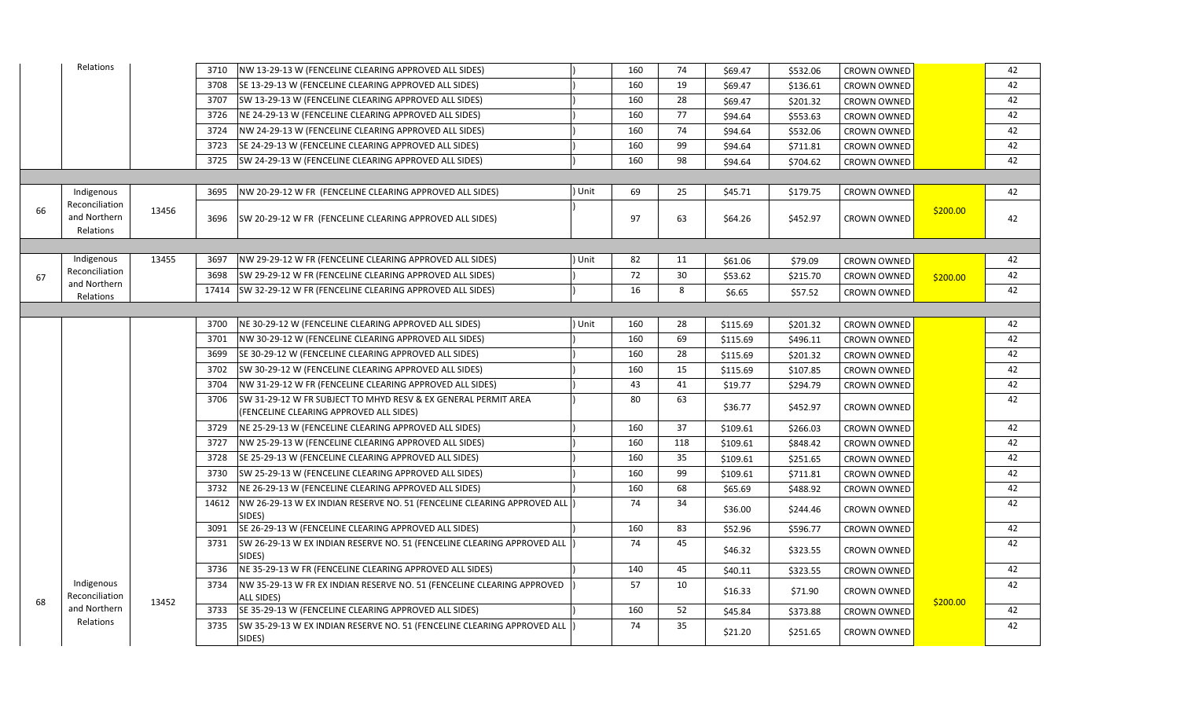| | | | | | | | | | | | | |
|---|---|---|---|---|---|---|---|---|---|---|---|---|
| | Relations | | 3710 | NW 13-29-13 W (FENCELINE CLEARING APPROVED ALL SIDES) | ) | 160 | 74 | $69.47 | $532.06 | CROWN OWNED | | 42 |
| | | | 3708 | SE 13-29-13 W (FENCELINE CLEARING APPROVED ALL SIDES) | ) | 160 | 19 | $69.47 | $136.61 | CROWN OWNED | | 42 |
| | | | 3707 | SW 13-29-13 W (FENCELINE CLEARING APPROVED ALL SIDES) | ) | 160 | 28 | $69.47 | $201.32 | CROWN OWNED | | 42 |
| | | | 3726 | NE 24-29-13 W (FENCELINE CLEARING APPROVED ALL SIDES) | ) | 160 | 77 | $94.64 | $553.63 | CROWN OWNED | | 42 |
| | | | 3724 | NW 24-29-13 W (FENCELINE CLEARING APPROVED ALL SIDES) | ) | 160 | 74 | $94.64 | $532.06 | CROWN OWNED | | 42 |
| | | | 3723 | SE 24-29-13 W (FENCELINE CLEARING APPROVED ALL SIDES) | ) | 160 | 99 | $94.64 | $711.81 | CROWN OWNED | | 42 |
| | | | 3725 | SW 24-29-13 W (FENCELINE CLEARING APPROVED ALL SIDES) | ) | 160 | 98 | $94.64 | $704.62 | CROWN OWNED | | 42 |
| | | | | | | | | | | | | |
| 66 | Indigenous Reconciliation and Northern Relations | 13456 | 3695 | NW 20-29-12 W FR (FENCELINE CLEARING APPROVED ALL SIDES) | ) Unit | 69 | 25 | $45.71 | $179.75 | CROWN OWNED | $200.00 | 42 |
| | | | 3696 | SW 20-29-12 W FR (FENCELINE CLEARING APPROVED ALL SIDES) | ) | 97 | 63 | $64.26 | $452.97 | CROWN OWNED | | 42 |
| | | | | | | | | | | | | |
| 67 | Indigenous Reconciliation and Northern Relations | 13455 | 3697 | NW 29-29-12 W FR (FENCELINE CLEARING APPROVED ALL SIDES) | ) Unit | 82 | 11 | $61.06 | $79.09 | CROWN OWNED | $200.00 | 42 |
| | | | 3698 | SW 29-29-12 W FR (FENCELINE CLEARING APPROVED ALL SIDES) | ) | 72 | 30 | $53.62 | $215.70 | CROWN OWNED | | 42 |
| | | | 17414 | SW 32-29-12 W FR (FENCELINE CLEARING APPROVED ALL SIDES) | ) | 16 | 8 | $6.65 | $57.52 | CROWN OWNED | | 42 |
| | | | | | | | | | | | | |
| 68 | Indigenous Reconciliation and Northern Relations | 13452 | 3700 | NE 30-29-12 W (FENCELINE CLEARING APPROVED ALL SIDES) | ) Unit | 160 | 28 | $115.69 | $201.32 | CROWN OWNED | $200.00 | 42 |
| | | | 3701 | NW 30-29-12 W (FENCELINE CLEARING APPROVED ALL SIDES) | ) | 160 | 69 | $115.69 | $496.11 | CROWN OWNED | | 42 |
| | | | 3699 | SE 30-29-12 W (FENCELINE CLEARING APPROVED ALL SIDES) | ) | 160 | 28 | $115.69 | $201.32 | CROWN OWNED | | 42 |
| | | | 3702 | SW 30-29-12 W (FENCELINE CLEARING APPROVED ALL SIDES) | ) | 160 | 15 | $115.69 | $107.85 | CROWN OWNED | | 42 |
| | | | 3704 | NW 31-29-12 W FR (FENCELINE CLEARING APPROVED ALL SIDES) | ) | 43 | 41 | $19.77 | $294.79 | CROWN OWNED | | 42 |
| | | | 3706 | SW 31-29-12 W FR SUBJECT TO MHYD RESV & EX GENERAL PERMIT AREA (FENCELINE CLEARING APPROVED ALL SIDES) | ) | 80 | 63 | $36.77 | $452.97 | CROWN OWNED | | 42 |
| | | | 3729 | NE 25-29-13 W (FENCELINE CLEARING APPROVED ALL SIDES) | ) | 160 | 37 | $109.61 | $266.03 | CROWN OWNED | | 42 |
| | | | 3727 | NW 25-29-13 W (FENCELINE CLEARING APPROVED ALL SIDES) | ) | 160 | 118 | $109.61 | $848.42 | CROWN OWNED | | 42 |
| | | | 3728 | SE 25-29-13 W (FENCELINE CLEARING APPROVED ALL SIDES) | ) | 160 | 35 | $109.61 | $251.65 | CROWN OWNED | | 42 |
| | | | 3730 | SW 25-29-13 W (FENCELINE CLEARING APPROVED ALL SIDES) | ) | 160 | 99 | $109.61 | $711.81 | CROWN OWNED | | 42 |
| | | | 3732 | NE 26-29-13 W (FENCELINE CLEARING APPROVED ALL SIDES) | ) | 160 | 68 | $65.69 | $488.92 | CROWN OWNED | | 42 |
| | | | 14612 | NW 26-29-13 W EX INDIAN RESERVE NO. 51 (FENCELINE CLEARING APPROVED ALL SIDES) | ) | 74 | 34 | $36.00 | $244.46 | CROWN OWNED | | 42 |
| | | | 3091 | SE 26-29-13 W (FENCELINE CLEARING APPROVED ALL SIDES) | ) | 160 | 83 | $52.96 | $596.77 | CROWN OWNED | | 42 |
| | | | 3731 | SW 26-29-13 W EX INDIAN RESERVE NO. 51 (FENCELINE CLEARING APPROVED ALL SIDES) | ) | 74 | 45 | $46.32 | $323.55 | CROWN OWNED | | 42 |
| | | | 3736 | NE 35-29-13 W FR (FENCELINE CLEARING APPROVED ALL SIDES) | ) | 140 | 45 | $40.11 | $323.55 | CROWN OWNED | | 42 |
| | | | 3734 | NW 35-29-13 W FR EX INDIAN RESERVE NO. 51 (FENCELINE CLEARING APPROVED ALL SIDES) | ) | 57 | 10 | $16.33 | $71.90 | CROWN OWNED | | 42 |
| | | | 3733 | SE 35-29-13 W (FENCELINE CLEARING APPROVED ALL SIDES) | ) | 160 | 52 | $45.84 | $373.88 | CROWN OWNED | | 42 |
| | | | 3735 | SW 35-29-13 W EX INDIAN RESERVE NO. 51 (FENCELINE CLEARING APPROVED ALL SIDES) | ) | 74 | 35 | $21.20 | $251.65 | CROWN OWNED | | 42 |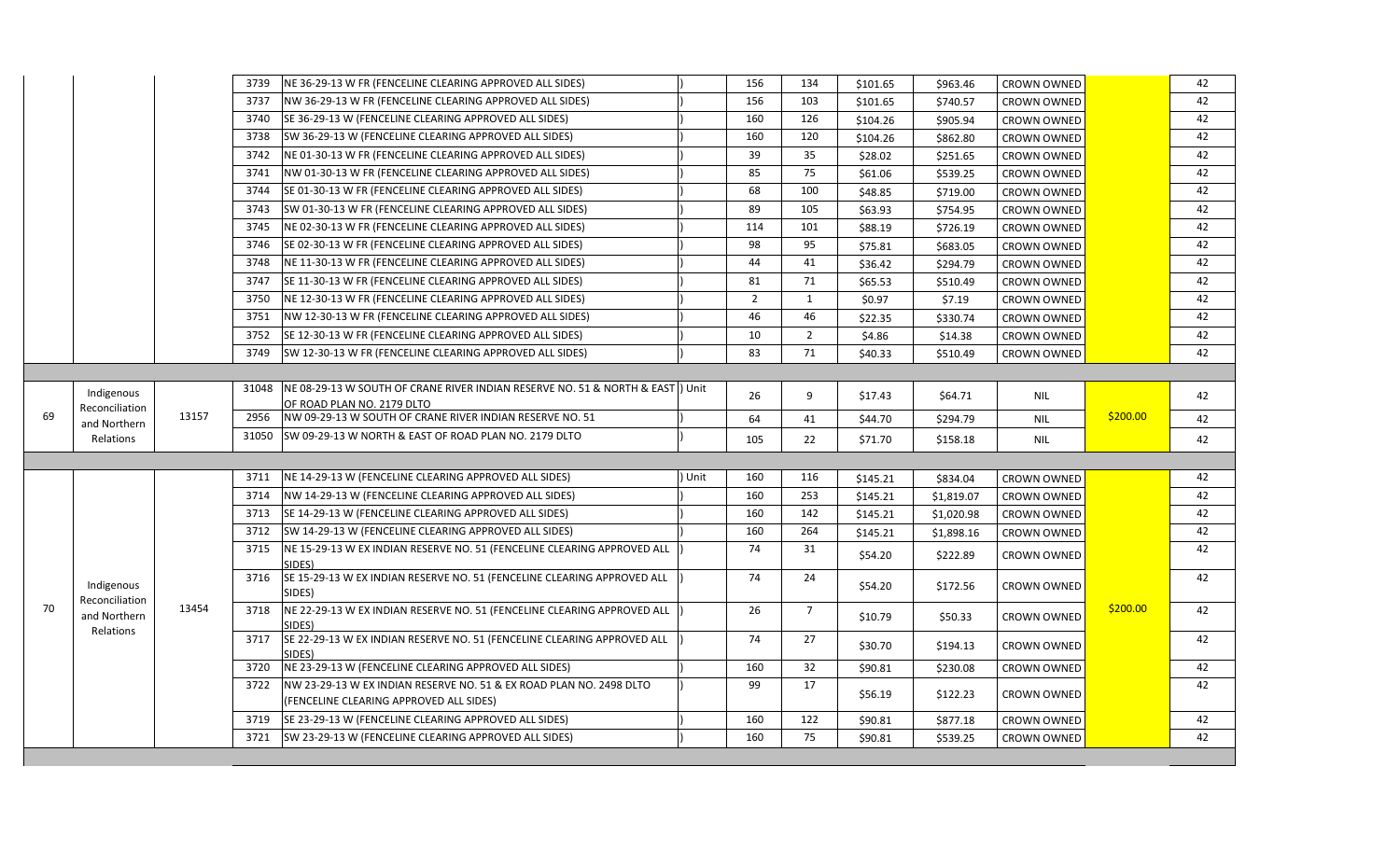| | | | | | | | | | | | | |
|---|---|---|---|---|---|---|---|---|---|---|---|---|
| | | | 3739 | NE 36-29-13 W FR (FENCELINE CLEARING APPROVED ALL SIDES) | ) | 156 | 134 | $101.65 | $963.46 | CROWN OWNED | | 42 |
| | | | 3737 | NW 36-29-13 W FR (FENCELINE CLEARING APPROVED ALL SIDES) | ) | 156 | 103 | $101.65 | $740.57 | CROWN OWNED | | 42 |
| | | | 3740 | SE 36-29-13 W (FENCELINE CLEARING APPROVED ALL SIDES) | ) | 160 | 126 | $104.26 | $905.94 | CROWN OWNED | | 42 |
| | | | 3738 | SW 36-29-13 W (FENCELINE CLEARING APPROVED ALL SIDES) | ) | 160 | 120 | $104.26 | $862.80 | CROWN OWNED | | 42 |
| | | | 3742 | NE 01-30-13 W FR (FENCELINE CLEARING APPROVED ALL SIDES) | ) | 39 | 35 | $28.02 | $251.65 | CROWN OWNED | | 42 |
| | | | 3741 | NW 01-30-13 W FR (FENCELINE CLEARING APPROVED ALL SIDES) | ) | 85 | 75 | $61.06 | $539.25 | CROWN OWNED | | 42 |
| | | | 3744 | SE 01-30-13 W FR (FENCELINE CLEARING APPROVED ALL SIDES) | ) | 68 | 100 | $48.85 | $719.00 | CROWN OWNED | | 42 |
| | | | 3743 | SW 01-30-13 W FR (FENCELINE CLEARING APPROVED ALL SIDES) | ) | 89 | 105 | $63.93 | $754.95 | CROWN OWNED | | 42 |
| | | | 3745 | NE 02-30-13 W FR (FENCELINE CLEARING APPROVED ALL SIDES) | ) | 114 | 101 | $88.19 | $726.19 | CROWN OWNED | | 42 |
| | | | 3746 | SE 02-30-13 W FR (FENCELINE CLEARING APPROVED ALL SIDES) | ) | 98 | 95 | $75.81 | $683.05 | CROWN OWNED | | 42 |
| | | | 3748 | NE 11-30-13 W FR (FENCELINE CLEARING APPROVED ALL SIDES) | ) | 44 | 41 | $36.42 | $294.79 | CROWN OWNED | | 42 |
| | | | 3747 | SE 11-30-13 W FR (FENCELINE CLEARING APPROVED ALL SIDES) | ) | 81 | 71 | $65.53 | $510.49 | CROWN OWNED | | 42 |
| | | | 3750 | NE 12-30-13 W FR (FENCELINE CLEARING APPROVED ALL SIDES) | ) | 2 | 1 | $0.97 | $7.19 | CROWN OWNED | | 42 |
| | | | 3751 | NW 12-30-13 W FR (FENCELINE CLEARING APPROVED ALL SIDES) | ) | 46 | 46 | $22.35 | $330.74 | CROWN OWNED | | 42 |
| | | | 3752 | SE 12-30-13 W FR (FENCELINE CLEARING APPROVED ALL SIDES) | ) | 10 | 2 | $4.86 | $14.38 | CROWN OWNED | | 42 |
| | | | 3749 | SW 12-30-13 W FR (FENCELINE CLEARING APPROVED ALL SIDES) | ) | 83 | 71 | $40.33 | $510.49 | CROWN OWNED | | 42 |
| | | | | | | | | | | | | |
| 69 | Indigenous Reconciliation and Northern Relations | 13157 | 31048 | NE 08-29-13 W SOUTH OF CRANE RIVER INDIAN RESERVE NO. 51 & NORTH & EAST OF ROAD PLAN NO. 2179 DLTO | ) Unit | 26 | 9 | $17.43 | $64.71 | NIL | $200.00 | 42 |
| | | | 2956 | NW 09-29-13 W SOUTH OF CRANE RIVER INDIAN RESERVE NO. 51 | ) | 64 | 41 | $44.70 | $294.79 | NIL | | 42 |
| | | | 31050 | SW 09-29-13 W NORTH & EAST OF ROAD PLAN NO. 2179 DLTO | ) | 105 | 22 | $71.70 | $158.18 | NIL | | 42 |
| | | | | | | | | | | | | |
| 70 | Indigenous Reconciliation and Northern Relations | 13454 | 3711 | NE 14-29-13 W (FENCELINE CLEARING APPROVED ALL SIDES) | ) Unit | 160 | 116 | $145.21 | $834.04 | CROWN OWNED | $200.00 | 42 |
| | | | 3714 | NW 14-29-13 W (FENCELINE CLEARING APPROVED ALL SIDES) | ) | 160 | 253 | $145.21 | $1,819.07 | CROWN OWNED | | 42 |
| | | | 3713 | SE 14-29-13 W (FENCELINE CLEARING APPROVED ALL SIDES) | ) | 160 | 142 | $145.21 | $1,020.98 | CROWN OWNED | | 42 |
| | | | 3712 | SW 14-29-13 W (FENCELINE CLEARING APPROVED ALL SIDES) | ) | 160 | 264 | $145.21 | $1,898.16 | CROWN OWNED | | 42 |
| | | | 3715 | NE 15-29-13 W EX INDIAN RESERVE NO. 51 (FENCELINE CLEARING APPROVED ALL SIDES) | ) | 74 | 31 | $54.20 | $222.89 | CROWN OWNED | | 42 |
| | | | 3716 | SE 15-29-13 W EX INDIAN RESERVE NO. 51 (FENCELINE CLEARING APPROVED ALL SIDES) | ) | 74 | 24 | $54.20 | $172.56 | CROWN OWNED | | 42 |
| | | | 3718 | NE 22-29-13 W EX INDIAN RESERVE NO. 51 (FENCELINE CLEARING APPROVED ALL SIDES) | ) | 26 | 7 | $10.79 | $50.33 | CROWN OWNED | | 42 |
| | | | 3717 | SE 22-29-13 W EX INDIAN RESERVE NO. 51 (FENCELINE CLEARING APPROVED ALL SIDES) | ) | 74 | 27 | $30.70 | $194.13 | CROWN OWNED | | 42 |
| | | | 3720 | NE 23-29-13 W (FENCELINE CLEARING APPROVED ALL SIDES) | ) | 160 | 32 | $90.81 | $230.08 | CROWN OWNED | | 42 |
| | | | 3722 | NW 23-29-13 W EX INDIAN RESERVE NO. 51 & EX ROAD PLAN NO. 2498 DLTO (FENCELINE CLEARING APPROVED ALL SIDES) | ) | 99 | 17 | $56.19 | $122.23 | CROWN OWNED | | 42 |
| | | | 3719 | SE 23-29-13 W (FENCELINE CLEARING APPROVED ALL SIDES) | ) | 160 | 122 | $90.81 | $877.18 | CROWN OWNED | | 42 |
| | | | 3721 | SW 23-29-13 W (FENCELINE CLEARING APPROVED ALL SIDES) | ) | 160 | 75 | $90.81 | $539.25 | CROWN OWNED | | 42 |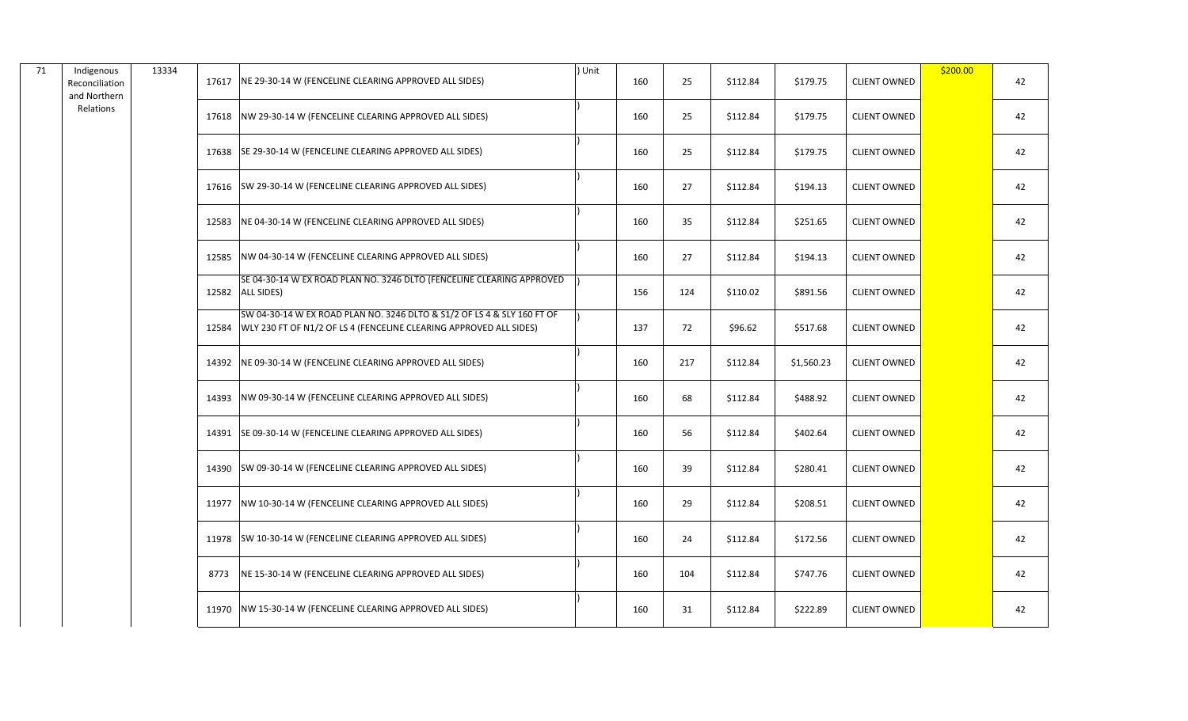| | | | | | | | | | | | | |
|---|---|---|---|---|---|---|---|---|---|---|---|---|
| 71 | Indigenous Reconciliation and Northern Relations | 13334 | 17617 | NE 29-30-14 W (FENCELINE CLEARING APPROVED ALL SIDES) | ) Unit | 160 | 25 | $112.84 | $179.75 | CLIENT OWNED | $200.00 | 42 |
| | | | 17618 | NW 29-30-14 W (FENCELINE CLEARING APPROVED ALL SIDES) | ) | 160 | 25 | $112.84 | $179.75 | CLIENT OWNED | | 42 |
| | | | 17638 | SE 29-30-14 W (FENCELINE CLEARING APPROVED ALL SIDES) | ) | 160 | 25 | $112.84 | $179.75 | CLIENT OWNED | | 42 |
| | | | 17616 | SW 29-30-14 W (FENCELINE CLEARING APPROVED ALL SIDES) | ) | 160 | 27 | $112.84 | $194.13 | CLIENT OWNED | | 42 |
| | | | 12583 | NE 04-30-14 W (FENCELINE CLEARING APPROVED ALL SIDES) | ) | 160 | 35 | $112.84 | $251.65 | CLIENT OWNED | | 42 |
| | | | 12585 | NW 04-30-14 W (FENCELINE CLEARING APPROVED ALL SIDES) | ) | 160 | 27 | $112.84 | $194.13 | CLIENT OWNED | | 42 |
| | | | 12582 | SE 04-30-14 W EX ROAD PLAN NO. 3246 DLTO (FENCELINE CLEARING APPROVED ALL SIDES) | ) | 156 | 124 | $110.02 | $891.56 | CLIENT OWNED | | 42 |
| | | | 12584 | SW 04-30-14 W EX ROAD PLAN NO. 3246 DLTO & S1/2 OF LS 4 & SLY 160 FT OF WLY 230 FT OF N1/2 OF LS 4 (FENCELINE CLEARING APPROVED ALL SIDES) | ) | 137 | 72 | $96.62 | $517.68 | CLIENT OWNED | | 42 |
| | | | 14392 | NE 09-30-14 W (FENCELINE CLEARING APPROVED ALL SIDES) | ) | 160 | 217 | $112.84 | $1,560.23 | CLIENT OWNED | | 42 |
| | | | 14393 | NW 09-30-14 W (FENCELINE CLEARING APPROVED ALL SIDES) | ) | 160 | 68 | $112.84 | $488.92 | CLIENT OWNED | | 42 |
| | | | 14391 | SE 09-30-14 W (FENCELINE CLEARING APPROVED ALL SIDES) | ) | 160 | 56 | $112.84 | $402.64 | CLIENT OWNED | | 42 |
| | | | 14390 | SW 09-30-14 W (FENCELINE CLEARING APPROVED ALL SIDES) | ) | 160 | 39 | $112.84 | $280.41 | CLIENT OWNED | | 42 |
| | | | 11977 | NW 10-30-14 W (FENCELINE CLEARING APPROVED ALL SIDES) | ) | 160 | 29 | $112.84 | $208.51 | CLIENT OWNED | | 42 |
| | | | 11978 | SW 10-30-14 W (FENCELINE CLEARING APPROVED ALL SIDES) | ) | 160 | 24 | $112.84 | $172.56 | CLIENT OWNED | | 42 |
| | | | 8773 | NE 15-30-14 W (FENCELINE CLEARING APPROVED ALL SIDES) | ) | 160 | 104 | $112.84 | $747.76 | CLIENT OWNED | | 42 |
| | | | 11970 | NW 15-30-14 W (FENCELINE CLEARING APPROVED ALL SIDES) | ) | 160 | 31 | $112.84 | $222.89 | CLIENT OWNED | | 42 |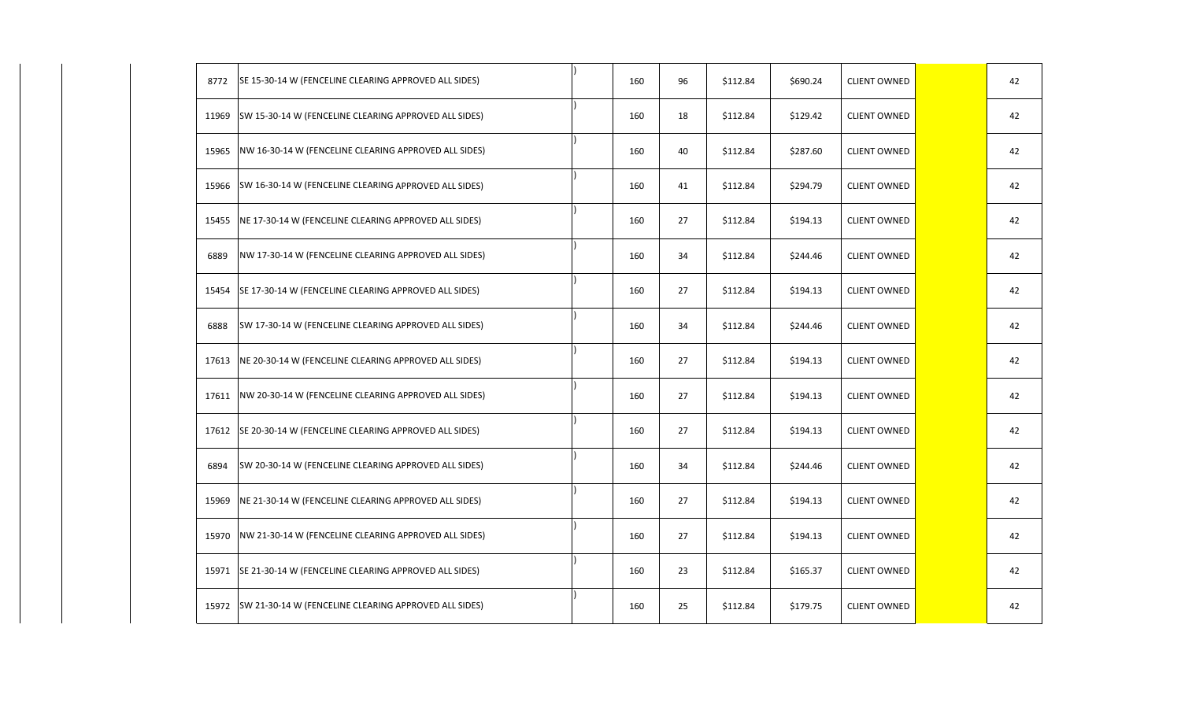| | | | | | | | | | | |
|---|---|---|---|---|---|---|---|---|---|---|
| 8772 | SE 15-30-14 W (FENCELINE CLEARING APPROVED ALL SIDES) | ) | 160 | 96 | $112.84 | $690.24 | CLIENT OWNED | | 42 |
| 11969 | SW 15-30-14 W (FENCELINE CLEARING APPROVED ALL SIDES) | ) | 160 | 18 | $112.84 | $129.42 | CLIENT OWNED | | 42 |
| 15965 | NW 16-30-14 W (FENCELINE CLEARING APPROVED ALL SIDES) | ) | 160 | 40 | $112.84 | $287.60 | CLIENT OWNED | | 42 |
| 15966 | SW 16-30-14 W (FENCELINE CLEARING APPROVED ALL SIDES) | ) | 160 | 41 | $112.84 | $294.79 | CLIENT OWNED | | 42 |
| 15455 | NE 17-30-14 W (FENCELINE CLEARING APPROVED ALL SIDES) | ) | 160 | 27 | $112.84 | $194.13 | CLIENT OWNED | | 42 |
| 6889 | NW 17-30-14 W (FENCELINE CLEARING APPROVED ALL SIDES) | ) | 160 | 34 | $112.84 | $244.46 | CLIENT OWNED | | 42 |
| 15454 | SE 17-30-14 W (FENCELINE CLEARING APPROVED ALL SIDES) | ) | 160 | 27 | $112.84 | $194.13 | CLIENT OWNED | | 42 |
| 6888 | SW 17-30-14 W (FENCELINE CLEARING APPROVED ALL SIDES) | ) | 160 | 34 | $112.84 | $244.46 | CLIENT OWNED | | 42 |
| 17613 | NE 20-30-14 W (FENCELINE CLEARING APPROVED ALL SIDES) | ) | 160 | 27 | $112.84 | $194.13 | CLIENT OWNED | | 42 |
| 17611 | NW 20-30-14 W (FENCELINE CLEARING APPROVED ALL SIDES) | ) | 160 | 27 | $112.84 | $194.13 | CLIENT OWNED | | 42 |
| 17612 | SE 20-30-14 W (FENCELINE CLEARING APPROVED ALL SIDES) | ) | 160 | 27 | $112.84 | $194.13 | CLIENT OWNED | | 42 |
| 6894 | SW 20-30-14 W (FENCELINE CLEARING APPROVED ALL SIDES) | ) | 160 | 34 | $112.84 | $244.46 | CLIENT OWNED | | 42 |
| 15969 | NE 21-30-14 W (FENCELINE CLEARING APPROVED ALL SIDES) | ) | 160 | 27 | $112.84 | $194.13 | CLIENT OWNED | | 42 |
| 15970 | NW 21-30-14 W (FENCELINE CLEARING APPROVED ALL SIDES) | ) | 160 | 27 | $112.84 | $194.13 | CLIENT OWNED | | 42 |
| 15971 | SE 21-30-14 W (FENCELINE CLEARING APPROVED ALL SIDES) | ) | 160 | 23 | $112.84 | $165.37 | CLIENT OWNED | | 42 |
| 15972 | SW 21-30-14 W (FENCELINE CLEARING APPROVED ALL SIDES) | ) | 160 | 25 | $112.84 | $179.75 | CLIENT OWNED | | 42 |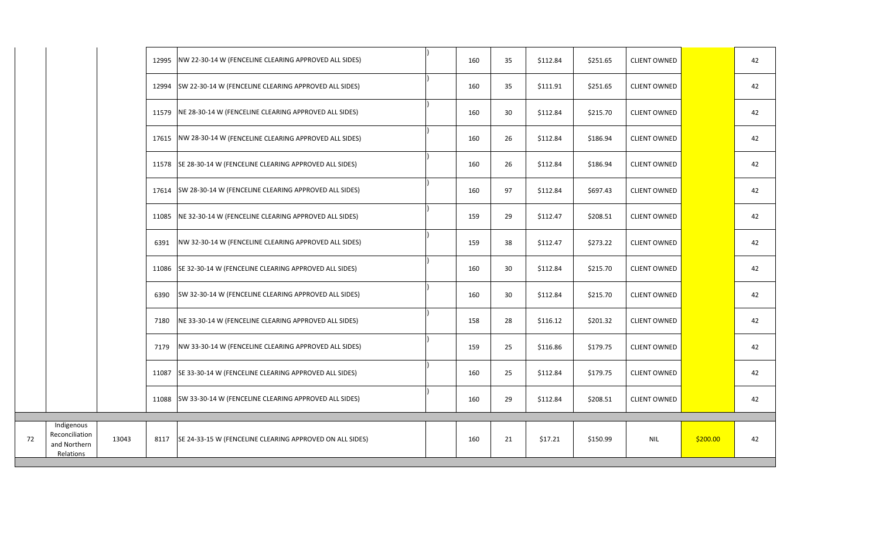| | | | | | | | | | | | | |
|---|---|---|---|---|---|---|---|---|---|---|---|---|
| | | | 12995 | NW 22-30-14 W (FENCELINE CLEARING APPROVED ALL SIDES) | ) | 160 | 35 | $112.84 | $251.65 | CLIENT OWNED | | 42 |
| | | | 12994 | SW 22-30-14 W (FENCELINE CLEARING APPROVED ALL SIDES) | ) | 160 | 35 | $111.91 | $251.65 | CLIENT OWNED | | 42 |
| | | | 11579 | NE 28-30-14 W (FENCELINE CLEARING APPROVED ALL SIDES) | ) | 160 | 30 | $112.84 | $215.70 | CLIENT OWNED | | 42 |
| | | | 17615 | NW 28-30-14 W (FENCELINE CLEARING APPROVED ALL SIDES) | ) | 160 | 26 | $112.84 | $186.94 | CLIENT OWNED | | 42 |
| | | | 11578 | SE 28-30-14 W (FENCELINE CLEARING APPROVED ALL SIDES) | ) | 160 | 26 | $112.84 | $186.94 | CLIENT OWNED | | 42 |
| | | | 17614 | SW 28-30-14 W (FENCELINE CLEARING APPROVED ALL SIDES) | ) | 160 | 97 | $112.84 | $697.43 | CLIENT OWNED | | 42 |
| | | | 11085 | NE 32-30-14 W (FENCELINE CLEARING APPROVED ALL SIDES) | ) | 159 | 29 | $112.47 | $208.51 | CLIENT OWNED | | 42 |
| | | | 6391 | NW 32-30-14 W (FENCELINE CLEARING APPROVED ALL SIDES) | ) | 159 | 38 | $112.47 | $273.22 | CLIENT OWNED | | 42 |
| | | | 11086 | SE 32-30-14 W (FENCELINE CLEARING APPROVED ALL SIDES) | ) | 160 | 30 | $112.84 | $215.70 | CLIENT OWNED | | 42 |
| | | | 6390 | SW 32-30-14 W (FENCELINE CLEARING APPROVED ALL SIDES) | ) | 160 | 30 | $112.84 | $215.70 | CLIENT OWNED | | 42 |
| | | | 7180 | NE 33-30-14 W (FENCELINE CLEARING APPROVED ALL SIDES) | ) | 158 | 28 | $116.12 | $201.32 | CLIENT OWNED | | 42 |
| | | | 7179 | NW 33-30-14 W (FENCELINE CLEARING APPROVED ALL SIDES) | ) | 159 | 25 | $116.86 | $179.75 | CLIENT OWNED | | 42 |
| | | | 11087 | SE 33-30-14 W (FENCELINE CLEARING APPROVED ALL SIDES) | ) | 160 | 25 | $112.84 | $179.75 | CLIENT OWNED | | 42 |
| | | | 11088 | SW 33-30-14 W (FENCELINE CLEARING APPROVED ALL SIDES) | ) | 160 | 29 | $112.84 | $208.51 | CLIENT OWNED | | 42 |
| 72 | Indigenous Reconciliation and Northern Relations | 13043 | 8117 | SE 24-33-15 W (FENCELINE CLEARING APPROVED ON ALL SIDES) | | 160 | 21 | $17.21 | $150.99 | NIL | $200.00 | 42 |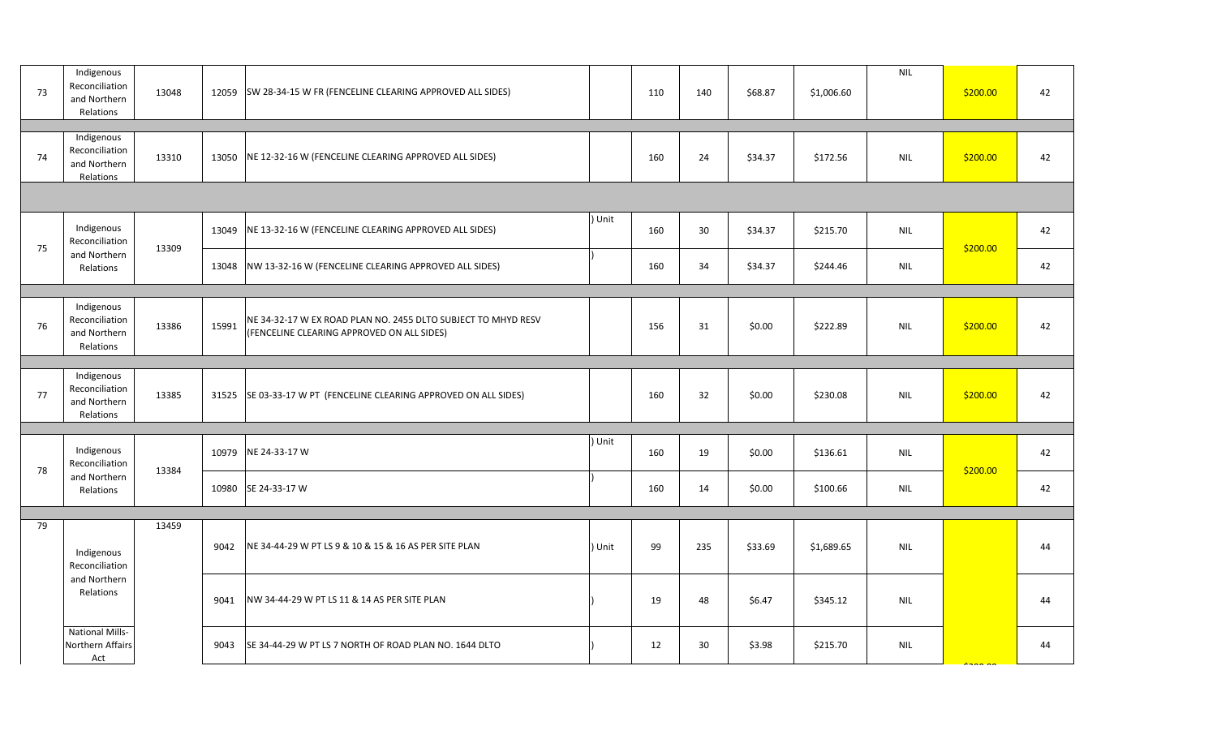| | | | | | | | | | | | | |
|---|---|---|---|---|---|---|---|---|---|---|---|---|
| 73 | Indigenous Reconciliation and Northern Relations | 13048 | 12059 | SW 28-34-15 W FR (FENCELINE CLEARING APPROVED ALL SIDES) | | 110 | 140 | $68.87 | $1,006.60 | NIL | $200.00 | 42 |
| 74 | Indigenous Reconciliation and Northern Relations | 13310 | 13050 | NE 12-32-16 W (FENCELINE CLEARING APPROVED ALL SIDES) | | 160 | 24 | $34.37 | $172.56 | NIL | $200.00 | 42 |
| 75 | Indigenous Reconciliation and Northern Relations | 13309 | 13049 | NE 13-32-16 W (FENCELINE CLEARING APPROVED ALL SIDES) | ) Unit | 160 | 30 | $34.37 | $215.70 | NIL | $200.00 | 42 |
| | | | 13048 | NW 13-32-16 W (FENCELINE CLEARING APPROVED ALL SIDES) | ) | 160 | 34 | $34.37 | $244.46 | NIL | | 42 |
| 76 | Indigenous Reconciliation and Northern Relations | 13386 | 15991 | NE 34-32-17 W EX ROAD PLAN NO. 2455 DLTO SUBJECT TO MHYD RESV (FENCELINE CLEARING APPROVED ON ALL SIDES) | | 156 | 31 | $0.00 | $222.89 | NIL | $200.00 | 42 |
| 77 | Indigenous Reconciliation and Northern Relations | 13385 | 31525 | SE 03-33-17 W PT (FENCELINE CLEARING APPROVED ON ALL SIDES) | | 160 | 32 | $0.00 | $230.08 | NIL | $200.00 | 42 |
| 78 | Indigenous Reconciliation and Northern Relations | 13384 | 10979 | NE 24-33-17 W | ) Unit | 160 | 19 | $0.00 | $136.61 | NIL | $200.00 | 42 |
| | | | 10980 | SE 24-33-17 W | ) | 160 | 14 | $0.00 | $100.66 | NIL | | 42 |
| 79 | Indigenous Reconciliation and Northern Relations | 13459 | 9042 | NE 34-44-29 W PT LS 9 & 10 & 15 & 16 AS PER SITE PLAN | ) Unit | 99 | 235 | $33.69 | $1,689.65 | NIL | | 44 |
| | | | 9041 | NW 34-44-29 W PT LS 11 & 14 AS PER SITE PLAN | ) | 19 | 48 | $6.47 | $345.12 | NIL | | 44 |
| | National Mills-Northern Affairs Act | | 9043 | SE 34-44-29 W PT LS 7 NORTH OF ROAD PLAN NO. 1644 DLTO | ) | 12 | 30 | $3.98 | $215.70 | NIL | | 44 |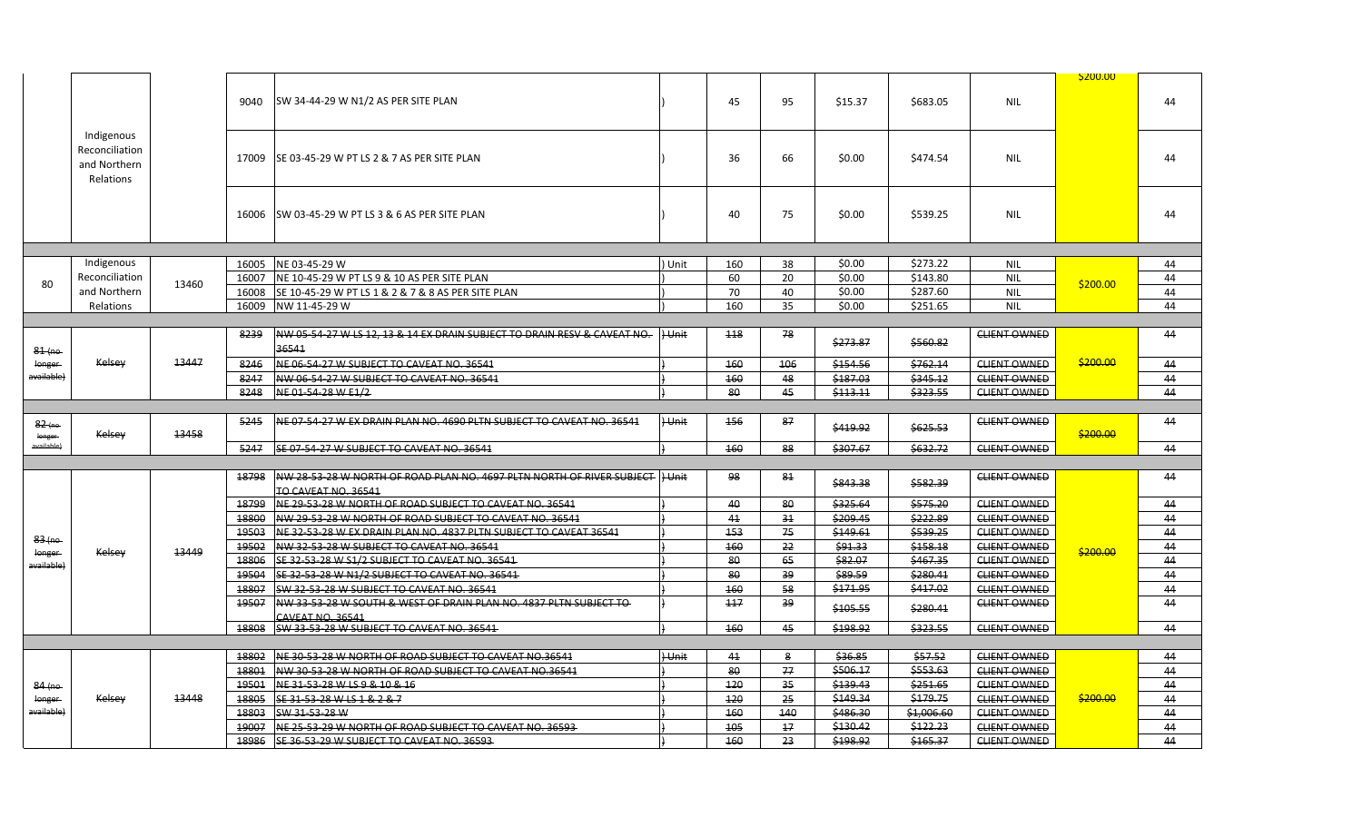| | | | | | | | | | | | | |
|---|---|---|---|---|---|---|---|---|---|---|---|---|
| | Indigenous Reconciliation and Northern Relations | | 9040 | SW 34-44-29 W N1/2 AS PER SITE PLAN | ) | 45 | 95 | $15.37 | $683.05 | NIL | $200.00 | 44 |
| | | | 17009 | SE 03-45-29 W PT LS 2 & 7 AS PER SITE PLAN | ) | 36 | 66 | $0.00 | $474.54 | NIL | | 44 |
| | | | 16006 | SW 03-45-29 W PT LS 3 & 6 AS PER SITE PLAN | ) | 40 | 75 | $0.00 | $539.25 | NIL | | 44 |
| 80 | Indigenous Reconciliation and Northern Relations | 13460 | 16005 | NE 03-45-29 W | ) Unit | 160 | 38 | $0.00 | $273.22 | NIL | $200.00 | 44 |
| | | | 16007 | NE 10-45-29 W PT LS 9 & 10 AS PER SITE PLAN | ) | 60 | 20 | $0.00 | $143.80 | NIL | | 44 |
| | | | 16008 | SE 10-45-29 W PT LS 1 & 2 & 7 & 8 AS PER SITE PLAN | ) | 70 | 40 | $0.00 | $287.60 | NIL | | 44 |
| | | | 16009 | NW 11-45-29 W | ) | 160 | 35 | $0.00 | $251.65 | NIL | | 44 |
| ~~81 (no longer available)~~ | ~~Kelsey~~ | ~~13447~~ | ~~8239~~ | ~~NW 05-54-27 W LS 12, 13 & 14 EX DRAIN SUBJECT TO DRAIN RESV & CAVEAT NO. 36541~~ | ~~) Unit~~ | ~~118~~ | ~~78~~ | ~~$273.87~~ | ~~$560.82~~ | ~~CLIENT OWNED~~ | ~~$200.00~~ | ~~44~~ |
| | | | ~~8246~~ | ~~NE 06-54-27 W SUBJECT TO CAVEAT NO. 36541~~ | ~~)~~ | ~~160~~ | ~~106~~ | ~~$154.56~~ | ~~$762.14~~ | ~~CLIENT OWNED~~ | | ~~44~~ |
| | | | ~~8247~~ | ~~NW 06-54-27 W SUBJECT TO CAVEAT NO. 36541~~ | ~~)~~ | ~~160~~ | ~~48~~ | ~~$187.03~~ | ~~$345.12~~ | ~~CLIENT OWNED~~ | | ~~44~~ |
| | | | ~~8248~~ | ~~NE 01-54-28 W E1/2~~ | ~~)~~ | ~~80~~ | ~~45~~ | ~~$113.11~~ | ~~$323.55~~ | ~~CLIENT OWNED~~ | | ~~44~~ |
| ~~82 (no longer available)~~ | ~~Kelsey~~ | ~~13458~~ | ~~5245~~ | ~~NE 07-54-27 W EX DRAIN PLAN NO. 4690 PLTN SUBJECT TO CAVEAT NO. 36541~~ | ~~) Unit~~ | ~~156~~ | ~~87~~ | ~~$419.92~~ | ~~$625.53~~ | ~~CLIENT OWNED~~ | ~~$200.00~~ | ~~44~~ |
| | | | ~~5247~~ | ~~SE 07-54-27 W SUBJECT TO CAVEAT NO. 36541~~ | ~~)~~ | ~~160~~ | ~~88~~ | ~~$307.67~~ | ~~$632.72~~ | ~~CLIENT OWNED~~ | | ~~44~~ |
| ~~83 (no longer available)~~ | ~~Kelsey~~ | ~~13449~~ | ~~18798~~ | ~~NW 28-53-28 W NORTH OF ROAD PLAN NO. 4697 PLTN NORTH OF RIVER SUBJECT TO CAVEAT NO. 36541~~ | ~~) Unit~~ | ~~98~~ | ~~81~~ | ~~$843.38~~ | ~~$582.39~~ | ~~CLIENT OWNED~~ | ~~$200.00~~ | ~~44~~ |
| | | | ~~18799~~ | ~~NE 29-53-28 W NORTH OF ROAD SUBJECT TO CAVEAT NO. 36541~~ | ~~)~~ | ~~40~~ | ~~80~~ | ~~$325.64~~ | ~~$575.20~~ | ~~CLIENT OWNED~~ | | ~~44~~ |
| | | | ~~18800~~ | ~~NW 29-53-28 W NORTH OF ROAD SUBJECT TO CAVEAT NO. 36541~~ | ~~)~~ | ~~41~~ | ~~31~~ | ~~$209.45~~ | ~~$222.89~~ | ~~CLIENT OWNED~~ | | ~~44~~ |
| | | | ~~19503~~ | ~~NE 32-53-28 W EX DRAIN PLAN NO. 4837 PLTN SUBJECT TO CAVEAT 36541~~ | ~~)~~ | ~~153~~ | ~~75~~ | ~~$149.61~~ | ~~$539.25~~ | ~~CLIENT OWNED~~ | | ~~44~~ |
| | | | ~~19502~~ | ~~NW 32-53-28 W SUBJECT TO CAVEAT NO. 36541~~ | ~~)~~ | ~~160~~ | ~~22~~ | ~~$91.33~~ | ~~$158.18~~ | ~~CLIENT OWNED~~ | | ~~44~~ |
| | | | ~~18806~~ | ~~SE 32-53-28 W S1/2 SUBJECT TO CAVEAT NO. 36541~~ | ~~)~~ | ~~80~~ | ~~65~~ | ~~$82.07~~ | ~~$467.35~~ | ~~CLIENT OWNED~~ | | ~~44~~ |
| | | | ~~19504~~ | ~~SE 32-53-28 W N1/2 SUBJECT TO CAVEAT NO. 36541~~ | ~~)~~ | ~~80~~ | ~~39~~ | ~~$89.59~~ | ~~$280.41~~ | ~~CLIENT OWNED~~ | | ~~44~~ |
| | | | ~~18807~~ | ~~SW 32-53-28 W SUBJECT TO CAVEAT NO. 36541~~ | ~~)~~ | ~~160~~ | ~~58~~ | ~~$171.95~~ | ~~$417.02~~ | ~~CLIENT OWNED~~ | | ~~44~~ |
| | | | ~~19507~~ | ~~NW 33-53-28 W SOUTH & WEST OF DRAIN PLAN NO. 4837 PLTN SUBJECT TO CAVEAT NO. 36541~~ | ~~)~~ | ~~117~~ | ~~39~~ | ~~$105.55~~ | ~~$280.41~~ | ~~CLIENT OWNED~~ | | ~~44~~ |
| | | | ~~18808~~ | ~~SW 33-53-28 W SUBJECT TO CAVEAT NO. 36541~~ | ~~)~~ | ~~160~~ | ~~45~~ | ~~$198.92~~ | ~~$323.55~~ | ~~CLIENT OWNED~~ | | ~~44~~ |
| ~~84 (no longer available)~~ | ~~Kelsey~~ | ~~13448~~ | ~~18802~~ | ~~NE 30-53-28 W NORTH OF ROAD SUBJECT TO CAVEAT NO.36541~~ | ~~) Unit~~ | ~~41~~ | ~~8~~ | ~~$36.85~~ | ~~$57.52~~ | ~~CLIENT OWNED~~ | ~~$200.00~~ | ~~44~~ |
| | | | ~~18801~~ | ~~NW 30-53-28 W NORTH OF ROAD SUBJECT TO CAVEAT NO.36541~~ | ~~)~~ | ~~80~~ | ~~77~~ | ~~$506.17~~ | ~~$553.63~~ | ~~CLIENT OWNED~~ | | ~~44~~ |
| | | | ~~19501~~ | ~~NE 31-53-28 W LS 9 & 10 & 16~~ | ~~)~~ | ~~120~~ | ~~35~~ | ~~$139.43~~ | ~~$251.65~~ | ~~CLIENT OWNED~~ | | ~~44~~ |
| | | | ~~18805~~ | ~~SE 31-53-28 W LS 1 & 2 & 7~~ | ~~)~~ | ~~120~~ | ~~25~~ | ~~$149.34~~ | ~~$179.75~~ | ~~CLIENT OWNED~~ | | ~~44~~ |
| | | | ~~18803~~ | ~~SW 31-53-28 W~~ | ~~)~~ | ~~160~~ | ~~140~~ | ~~$486.30~~ | ~~$1,006.60~~ | ~~CLIENT OWNED~~ | | ~~44~~ |
| | | | ~~19007~~ | ~~NE 25-53-29 W NORTH OF ROAD SUBJECT TO CAVEAT NO. 36593~~ | ~~)~~ | ~~105~~ | ~~17~~ | ~~$130.42~~ | ~~$122.23~~ | ~~CLIENT OWNED~~ | | ~~44~~ |
| | | | ~~18986~~ | ~~SE 36-53-29 W SUBJECT TO CAVEAT NO. 36593~~ | ~~)~~ | ~~160~~ | ~~23~~ | ~~$198.92~~ | ~~$165.37~~ | ~~CLIENT OWNED~~ | | ~~44~~ |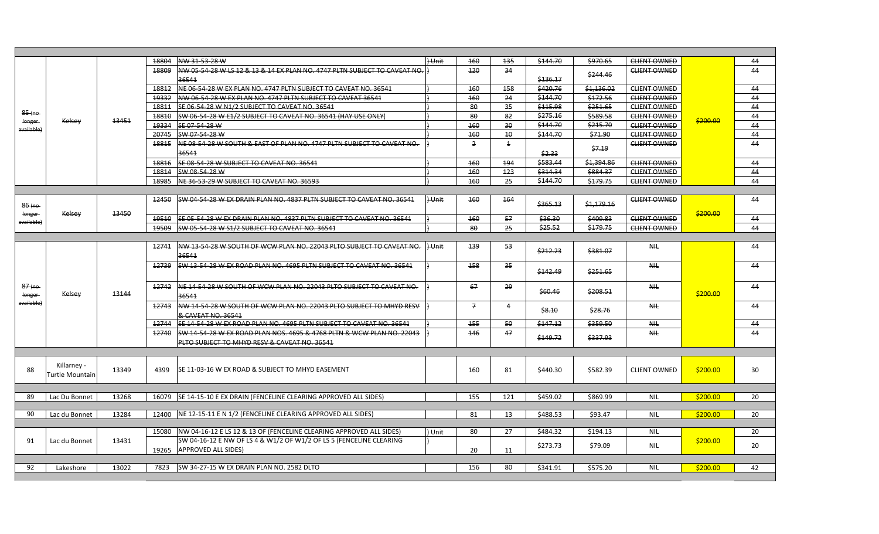| | | | | | | | | | | | | |
|---|---|---|---|---|---|---|---|---|---|---|---|---|
| ~~85 (no longer available)~~ | ~~Kelsey~~ | ~~13451~~ | ~~18804~~ | ~~NW 31-53-28 W~~ | ~~) Unit~~ | ~~160~~ | ~~135~~ | ~~$144.70~~ | ~~$970.65~~ | ~~CLIENT OWNED~~ | ~~$200.00~~ | ~~44~~ |
| | | | ~~18809~~ | ~~NW 05-54-28 W LS 12 & 13 & 14 EX PLAN NO. 4747 PLTN SUBJECT TO CAVEAT NO. 36541~~ | ) | ~~120~~ | ~~34~~ | ~~$136.17~~ | ~~$244.46~~ | ~~CLIENT OWNED~~ | | ~~44~~ |
| | | | ~~18812~~ | ~~NE 06-54-28 W EX PLAN NO. 4747 PLTN SUBJECT TO CAVEAT NO. 36541~~ | ) | ~~160~~ | ~~158~~ | ~~$420.76~~ | ~~$1,136.02~~ | ~~CLIENT OWNED~~ | | ~~44~~ |
| | | | ~~19332~~ | ~~NW 06-54-28 W EX PLAN NO. 4747 PLTN SUBJECT TO CAVEAT 36541~~ | ) | ~~160~~ | ~~24~~ | ~~$144.70~~ | ~~$172.56~~ | ~~CLIENT OWNED~~ | | ~~44~~ |
| | | | ~~18811~~ | ~~SE 06-54-28 W N1/2 SUBJECT TO CAVEAT NO. 36541~~ | ) | ~~80~~ | ~~35~~ | ~~$115.98~~ | ~~$251.65~~ | ~~CLIENT OWNED~~ | | ~~44~~ |
| | | | ~~18810~~ | ~~SW 06-54-28 W E1/2 SUBJECT TO CAVEAT NO. 36541 (HAY USE ONLY)~~ | ) | ~~80~~ | ~~82~~ | ~~$275.16~~ | ~~$589.58~~ | ~~CLIENT OWNED~~ | | ~~44~~ |
| | | | ~~19334~~ | ~~SE 07-54-28 W~~ | ) | ~~160~~ | ~~30~~ | ~~$144.70~~ | ~~$215.70~~ | ~~CLIENT OWNED~~ | | ~~44~~ |
| | | | ~~20745~~ | ~~SW 07-54-28 W~~ | ) | ~~160~~ | ~~10~~ | ~~$144.70~~ | ~~$71.90~~ | ~~CLIENT OWNED~~ | | ~~44~~ |
| | | | ~~18815~~ | ~~NE 08-54-28 W SOUTH & EAST OF PLAN NO. 4747 PLTN SUBJECT TO CAVEAT NO. 36541~~ | ) | ~~2~~ | ~~1~~ | ~~$2.33~~ | ~~$7.19~~ | ~~CLIENT OWNED~~ | | ~~44~~ |
| | | | ~~18816~~ | ~~SE 08-54-28 W SUBJECT TO CAVEAT NO. 36541~~ | ) | ~~160~~ | ~~194~~ | ~~$583.44~~ | ~~$1,394.86~~ | ~~CLIENT OWNED~~ | | ~~44~~ |
| | | | ~~18814~~ | ~~SW 08-54-28 W~~ | ) | ~~160~~ | ~~123~~ | ~~$314.34~~ | ~~$884.37~~ | ~~CLIENT OWNED~~ | | ~~44~~ |
| | | | ~~18985~~ | ~~NE 36-53-29 W SUBJECT TO CAVEAT NO. 36593~~ | ) | ~~160~~ | ~~25~~ | ~~$144.70~~ | ~~$179.75~~ | ~~CLIENT OWNED~~ | | ~~44~~ |
| ~~86 (no longer available)~~ | ~~Kelsey~~ | ~~13450~~ | ~~12450~~ | ~~SW 04-54-28 W EX DRAIN PLAN NO. 4837 PLTN SUBJECT TO CAVEAT NO. 36541~~ | ~~) Unit~~ | ~~160~~ | ~~164~~ | ~~$365.13~~ | ~~$1,179.16~~ | ~~CLIENT OWNED~~ | ~~$200.00~~ | ~~44~~ |
| | | | ~~19510~~ | ~~SE 05-54-28 W EX DRAIN PLAN NO. 4837 PLTN SUBJECT TO CAVEAT NO. 36541~~ | ) | ~~160~~ | ~~57~~ | ~~$36.30~~ | ~~$409.83~~ | ~~CLIENT OWNED~~ | | ~~44~~ |
| | | | ~~19509~~ | ~~SW 05-54-28 W S1/2 SUBJECT TO CAVEAT NO. 36541~~ | ) | ~~80~~ | ~~25~~ | ~~$25.52~~ | ~~$179.75~~ | ~~CLIENT OWNED~~ | | ~~44~~ |
| ~~87 (no longer available)~~ | ~~Kelsey~~ | ~~13144~~ | ~~12741~~ | ~~NW 13-54-28 W SOUTH OF WCW PLAN NO. 22043 PLTO SUBJECT TO CAVEAT NO. 36541~~ | ~~) Unit~~ | ~~139~~ | ~~53~~ | ~~$212.23~~ | ~~$381.07~~ | ~~NIL~~ | ~~$200.00~~ | ~~44~~ |
| | | | ~~12739~~ | ~~SW 13-54-28 W EX ROAD PLAN NO. 4695 PLTN SUBJECT TO CAVEAT NO. 36541~~ | ) | ~~158~~ | ~~35~~ | ~~$142.49~~ | ~~$251.65~~ | ~~NIL~~ | | ~~44~~ |
| | | | ~~12742~~ | ~~NE 14-54-28 W SOUTH OF WCW PLAN NO. 22043 PLTO SUBJECT TO CAVEAT NO. 36541~~ | ) | ~~67~~ | ~~29~~ | ~~$60.46~~ | ~~$208.51~~ | ~~NIL~~ | | ~~44~~ |
| | | | ~~12743~~ | ~~NW 14-54-28 W SOUTH OF WCW PLAN NO. 22043 PLTO SUBJECT TO MHYD RESV & CAVEAT NO. 36541~~ | ) | ~~7~~ | ~~4~~ | ~~$8.10~~ | ~~$28.76~~ | ~~NIL~~ | | ~~44~~ |
| | | | ~~12744~~ | ~~SE 14-54-28 W EX ROAD PLAN NO. 4695 PLTN SUBJECT TO CAVEAT NO. 36541~~ | ) | ~~155~~ | ~~50~~ | ~~$147.12~~ | ~~$359.50~~ | ~~NIL~~ | | ~~44~~ |
| | | | ~~12740~~ | ~~SW 14-54-28 W EX ROAD PLAN NOS. 4695 & 4768 PLTN & WCW PLAN NO. 22043 PLTO SUBJECT TO MHYD RESV & CAVEAT NO. 36541~~ | ) | ~~146~~ | ~~47~~ | ~~$149.72~~ | ~~$337.93~~ | ~~NIL~~ | | ~~44~~ |
| 88 | Killarney - Turtle Mountain | 13349 | 4399 | SE 11-03-16 W EX ROAD & SUBJECT TO MHYD EASEMENT | | 160 | 81 | $440.30 | $582.39 | CLIENT OWNED | $200.00 | 30 |
| 89 | Lac Du Bonnet | 13268 | 16079 | SE 14-15-10 E EX DRAIN (FENCELINE CLEARING APPROVED ALL SIDES) | | 155 | 121 | $459.02 | $869.99 | NIL | $200.00 | 20 |
| 90 | Lac du Bonnet | 13284 | 12400 | NE 12-15-11 E N 1/2 (FENCELINE CLEARING APPROVED ALL SIDES) | | 81 | 13 | $488.53 | $93.47 | NIL | $200.00 | 20 |
| 91 | Lac du Bonnet | 13431 | 15080 | NW 04-16-12 E LS 12 & 13 OF (FENCELINE CLEARING APPROVED ALL SIDES) | ) Unit | 80 | 27 | $484.32 | $194.13 | NIL | $200.00 | 20 |
| | | | 19265 | SW 04-16-12 E NW OF LS 4 & W1/2 OF W1/2 OF LS 5 (FENCELINE CLEARING APPROVED ALL SIDES) | ) | 20 | 11 | $273.73 | $79.09 | NIL | | 20 |
| 92 | Lakeshore | 13022 | 7823 | SW 34-27-15 W EX DRAIN PLAN NO. 2582 DLTO | | 156 | 80 | $341.91 | $575.20 | NIL | $200.00 | 42 |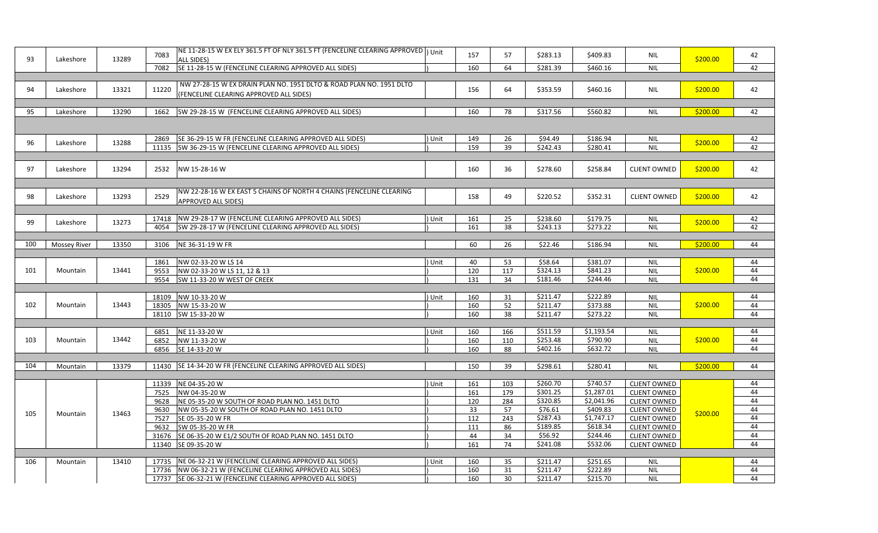| | | | | | | | | | | | | |
|---|---|---|---|---|---|---|---|---|---|---|---|---|
| 93 | Lakeshore | 13289 | 7083 | NE 11-28-15 W EX ELY 361.5 FT OF NLY 361.5 FT (FENCELINE CLEARING APPROVED ALL SIDES) | ) Unit | 157 | 57 | $283.13 | $409.83 | NIL | $200.00 | 42 |
| | | | 7082 | SE 11-28-15 W (FENCELINE CLEARING APPROVED ALL SIDES) | ) | 160 | 64 | $281.39 | $460.16 | NIL | | 42 |
| 94 | Lakeshore | 13321 | 11220 | NW 27-28-15 W EX DRAIN PLAN NO. 1951 DLTO & ROAD PLAN NO. 1951 DLTO (FENCELINE CLEARING APPROVED ALL SIDES) | | 156 | 64 | $353.59 | $460.16 | NIL | $200.00 | 42 |
| 95 | Lakeshore | 13290 | 1662 | SW 29-28-15 W (FENCELINE CLEARING APPROVED ALL SIDES) | | 160 | 78 | $317.56 | $560.82 | NIL | $200.00 | 42 |
| 96 | Lakeshore | 13288 | 2869 | SE 36-29-15 W FR (FENCELINE CLEARING APPROVED ALL SIDES) | ) Unit | 149 | 26 | $94.49 | $186.94 | NIL | $200.00 | 42 |
| | | | 11135 | SW 36-29-15 W (FENCELINE CLEARING APPROVED ALL SIDES) | ) | 159 | 39 | $242.43 | $280.41 | NIL | | 42 |
| 97 | Lakeshore | 13294 | 2532 | NW 15-28-16 W | | 160 | 36 | $278.60 | $258.84 | CLIENT OWNED | $200.00 | 42 |
| 98 | Lakeshore | 13293 | 2529 | NW 22-28-16 W EX EAST 5 CHAINS OF NORTH 4 CHAINS (FENCELINE CLEARING APPROVED ALL SIDES) | | 158 | 49 | $220.52 | $352.31 | CLIENT OWNED | $200.00 | 42 |
| 99 | Lakeshore | 13273 | 17418 | NW 29-28-17 W (FENCELINE CLEARING APPROVED ALL SIDES) | ) Unit | 161 | 25 | $238.60 | $179.75 | NIL | $200.00 | 42 |
| | | | 4054 | SW 29-28-17 W (FENCELINE CLEARING APPROVED ALL SIDES) | ) | 161 | 38 | $243.13 | $273.22 | NIL | | 42 |
| 100 | Mossey River | 13350 | 3106 | NE 36-31-19 W FR | | 60 | 26 | $22.46 | $186.94 | NIL | $200.00 | 44 |
| 101 | Mountain | 13441 | 1861 | NW 02-33-20 W LS 14 | ) Unit | 40 | 53 | $58.64 | $381.07 | NIL | $200.00 | 44 |
| | | | 9553 | NW 02-33-20 W LS 11, 12 & 13 | ) | 120 | 117 | $324.13 | $841.23 | NIL | | 44 |
| | | | 9554 | SW 11-33-20 W WEST OF CREEK | ) | 131 | 34 | $181.46 | $244.46 | NIL | | 44 |
| 102 | Mountain | 13443 | 18109 | NW 10-33-20 W | ) Unit | 160 | 31 | $211.47 | $222.89 | NIL | $200.00 | 44 |
| | | | 18305 | NW 15-33-20 W | ) | 160 | 52 | $211.47 | $373.88 | NIL | | 44 |
| | | | 18110 | SW 15-33-20 W | ) | 160 | 38 | $211.47 | $273.22 | NIL | | 44 |
| 103 | Mountain | 13442 | 6851 | NE 11-33-20 W | ) Unit | 160 | 166 | $511.59 | $1,193.54 | NIL | $200.00 | 44 |
| | | | 6852 | NW 11-33-20 W | ) | 160 | 110 | $253.48 | $790.90 | NIL | | 44 |
| | | | 6856 | SE 14-33-20 W | ) | 160 | 88 | $402.16 | $632.72 | NIL | | 44 |
| 104 | Mountain | 13379 | 11430 | SE 14-34-20 W FR (FENCELINE CLEARING APPROVED ALL SIDES) | | 150 | 39 | $298.61 | $280.41 | NIL | $200.00 | 44 |
| 105 | Mountain | 13463 | 11339 | NE 04-35-20 W | ) Unit | 161 | 103 | $260.70 | $740.57 | CLIENT OWNED | $200.00 | 44 |
| | | | 7525 | NW 04-35-20 W | ) | 161 | 179 | $301.25 | $1,287.01 | CLIENT OWNED | | 44 |
| | | | 9628 | NE 05-35-20 W SOUTH OF ROAD PLAN NO. 1451 DLTO | ) | 120 | 284 | $320.85 | $2,041.96 | CLIENT OWNED | | 44 |
| | | | 9630 | NW 05-35-20 W SOUTH OF ROAD PLAN NO. 1451 DLTO | ) | 33 | 57 | $76.61 | $409.83 | CLIENT OWNED | | 44 |
| | | | 7527 | SE 05-35-20 W FR | ) | 112 | 243 | $287.43 | $1,747.17 | CLIENT OWNED | | 44 |
| | | | 9632 | SW 05-35-20 W FR | ) | 111 | 86 | $189.85 | $618.34 | CLIENT OWNED | | 44 |
| | | | 31676 | SE 06-35-20 W E1/2 SOUTH OF ROAD PLAN NO. 1451 DLTO | ) | 44 | 34 | $56.92 | $244.46 | CLIENT OWNED | | 44 |
| | | | 11340 | SE 09-35-20 W | ) | 161 | 74 | $241.08 | $532.06 | CLIENT OWNED | | 44 |
| 106 | Mountain | 13410 | 17735 | NE 06-32-21 W (FENCELINE CLEARING APPROVED ALL SIDES) | ) Unit | 160 | 35 | $211.47 | $251.65 | NIL | | 44 |
| | | | 17736 | NW 06-32-21 W (FENCELINE CLEARING APPROVED ALL SIDES) | ) | 160 | 31 | $211.47 | $222.89 | NIL | | 44 |
| | | | 17737 | SE 06-32-21 W (FENCELINE CLEARING APPROVED ALL SIDES) | ) | 160 | 30 | $211.47 | $215.70 | NIL | | 44 |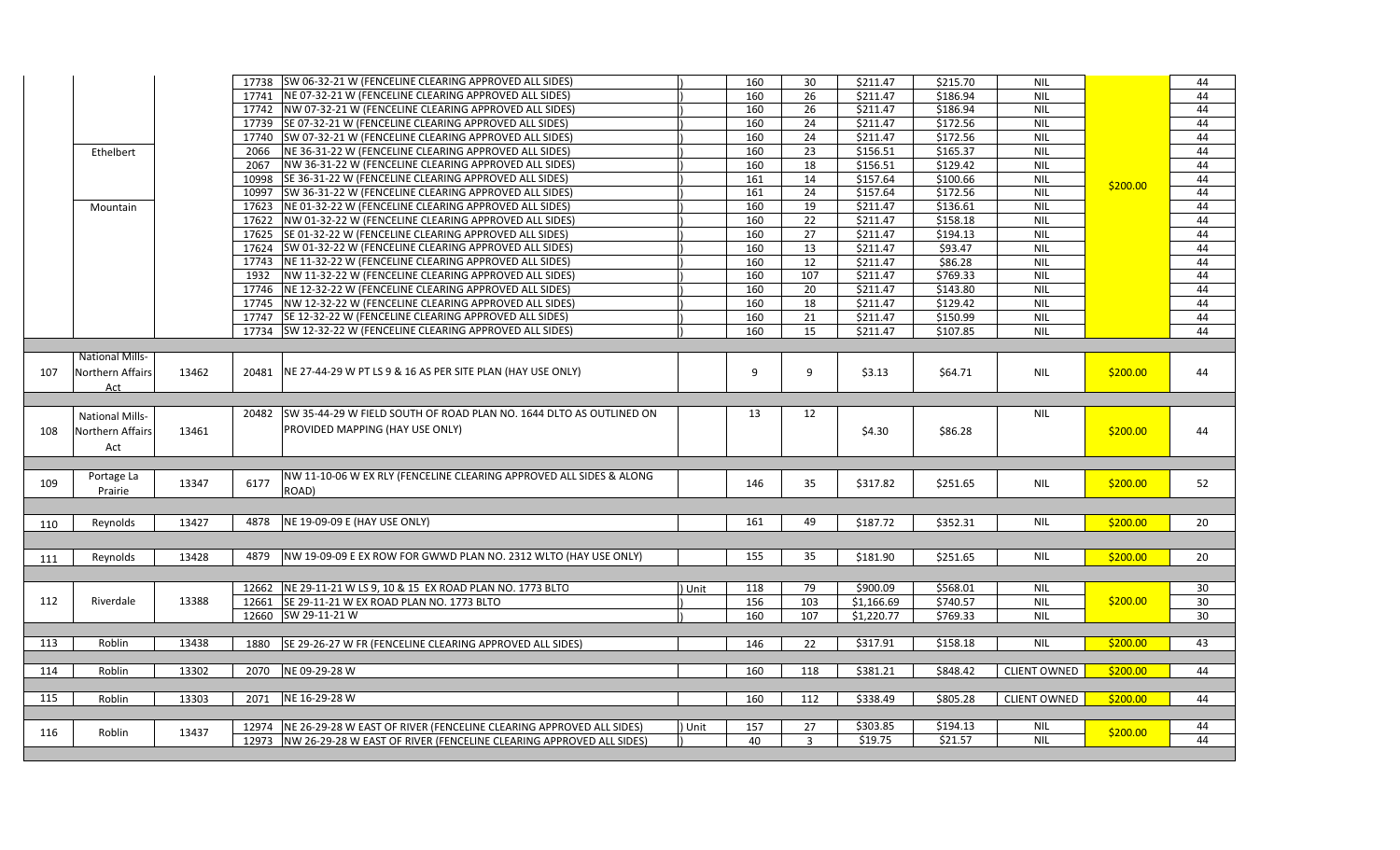| | | | | | | | | | | | | |
|---|---|---|---|---|---|---|---|---|---|---|---|---|
| | | | 17738 | SW 06-32-21 W (FENCELINE CLEARING APPROVED ALL SIDES) | ) | 160 | 30 | $211.47 | $215.70 | NIL | | 44 |
| | | | 17741 | NE 07-32-21 W (FENCELINE CLEARING APPROVED ALL SIDES) | ) | 160 | 26 | $211.47 | $186.94 | NIL | | 44 |
| | | | 17742 | NW 07-32-21 W (FENCELINE CLEARING APPROVED ALL SIDES) | ) | 160 | 26 | $211.47 | $186.94 | NIL | | 44 |
| | | | 17739 | SE 07-32-21 W (FENCELINE CLEARING APPROVED ALL SIDES) | ) | 160 | 24 | $211.47 | $172.56 | NIL | | 44 |
| | | | 17740 | SW 07-32-21 W (FENCELINE CLEARING APPROVED ALL SIDES) | ) | 160 | 24 | $211.47 | $172.56 | NIL | | 44 |
| | Ethelbert | | 2066 | NE 36-31-22 W (FENCELINE CLEARING APPROVED ALL SIDES) | ) | 160 | 23 | $156.51 | $165.37 | NIL | | 44 |
| | | | 2067 | NW 36-31-22 W (FENCELINE CLEARING APPROVED ALL SIDES) | ) | 160 | 18 | $156.51 | $129.42 | NIL | | 44 |
| | | | 10998 | SE 36-31-22 W (FENCELINE CLEARING APPROVED ALL SIDES) | ) | 161 | 14 | $157.64 | $100.66 | NIL | $200.00 | 44 |
| | | | 10997 | SW 36-31-22 W (FENCELINE CLEARING APPROVED ALL SIDES) | ) | 161 | 24 | $157.64 | $172.56 | NIL | | 44 |
| | Mountain | | 17623 | NE 01-32-22 W (FENCELINE CLEARING APPROVED ALL SIDES) | ) | 160 | 19 | $211.47 | $136.61 | NIL | | 44 |
| | | | 17622 | NW 01-32-22 W (FENCELINE CLEARING APPROVED ALL SIDES) | ) | 160 | 22 | $211.47 | $158.18 | NIL | | 44 |
| | | | 17625 | SE 01-32-22 W (FENCELINE CLEARING APPROVED ALL SIDES) | ) | 160 | 27 | $211.47 | $194.13 | NIL | | 44 |
| | | | 17624 | SW 01-32-22 W (FENCELINE CLEARING APPROVED ALL SIDES) | ) | 160 | 13 | $211.47 | $93.47 | NIL | | 44 |
| | | | 17743 | NE 11-32-22 W (FENCELINE CLEARING APPROVED ALL SIDES) | ) | 160 | 12 | $211.47 | $86.28 | NIL | | 44 |
| | | | 1932 | NW 11-32-22 W (FENCELINE CLEARING APPROVED ALL SIDES) | ) | 160 | 107 | $211.47 | $769.33 | NIL | | 44 |
| | | | 17746 | NE 12-32-22 W (FENCELINE CLEARING APPROVED ALL SIDES) | ) | 160 | 20 | $211.47 | $143.80 | NIL | | 44 |
| | | | 17745 | NW 12-32-22 W (FENCELINE CLEARING APPROVED ALL SIDES) | ) | 160 | 18 | $211.47 | $129.42 | NIL | | 44 |
| | | | 17747 | SE 12-32-22 W (FENCELINE CLEARING APPROVED ALL SIDES) | ) | 160 | 21 | $211.47 | $150.99 | NIL | | 44 |
| | | | 17734 | SW 12-32-22 W (FENCELINE CLEARING APPROVED ALL SIDES) | ) | 160 | 15 | $211.47 | $107.85 | NIL | | 44 |
| 107 | National Mills-Northern Affairs Act | 13462 | 20481 | NE 27-44-29 W PT LS 9 & 16 AS PER SITE PLAN (HAY USE ONLY) | | 9 | 9 | $3.13 | $64.71 | NIL | $200.00 | 44 |
| 108 | National Mills-Northern Affairs Act | 13461 | 20482 | SW 35-44-29 W FIELD SOUTH OF ROAD PLAN NO. 1644 DLTO AS OUTLINED ON PROVIDED MAPPING (HAY USE ONLY) | | 13 | 12 | $4.30 | $86.28 | NIL | $200.00 | 44 |
| 109 | Portage La Prairie | 13347 | 6177 | NW 11-10-06 W EX RLY (FENCELINE CLEARING APPROVED ALL SIDES & ALONG ROAD) | | 146 | 35 | $317.82 | $251.65 | NIL | $200.00 | 52 |
| 110 | Reynolds | 13427 | 4878 | NE 19-09-09 E (HAY USE ONLY) | | 161 | 49 | $187.72 | $352.31 | NIL | $200.00 | 20 |
| 111 | Reynolds | 13428 | 4879 | NW 19-09-09 E EX ROW FOR GWWD PLAN NO. 2312 WLTO (HAY USE ONLY) | | 155 | 35 | $181.90 | $251.65 | NIL | $200.00 | 20 |
| | | | 12662 | NE 29-11-21 W LS 9, 10 & 15 EX ROAD PLAN NO. 1773 BLTO | ) Unit | 118 | 79 | $900.09 | $568.01 | NIL | | 30 |
| 112 | Riverdale | 13388 | 12661 | SE 29-11-21 W EX ROAD PLAN NO. 1773 BLTO | ) | 156 | 103 | $1,166.69 | $740.57 | NIL | $200.00 | 30 |
| | | | 12660 | SW 29-11-21 W | ) | 160 | 107 | $1,220.77 | $769.33 | NIL | | 30 |
| 113 | Roblin | 13438 | 1880 | SE 29-26-27 W FR (FENCELINE CLEARING APPROVED ALL SIDES) | | 146 | 22 | $317.91 | $158.18 | NIL | $200.00 | 43 |
| 114 | Roblin | 13302 | 2070 | NE 09-29-28 W | | 160 | 118 | $381.21 | $848.42 | CLIENT OWNED | $200.00 | 44 |
| 115 | Roblin | 13303 | 2071 | NE 16-29-28 W | | 160 | 112 | $338.49 | $805.28 | CLIENT OWNED | $200.00 | 44 |
| 116 | Roblin | 13437 | 12974 | NE 26-29-28 W EAST OF RIVER (FENCELINE CLEARING APPROVED ALL SIDES) | ) Unit | 157 | 27 | $303.85 | $194.13 | NIL | $200.00 | 44 |
| | | | 12973 | NW 26-29-28 W EAST OF RIVER (FENCELINE CLEARING APPROVED ALL SIDES) | ) | 40 | 3 | $19.75 | $21.57 | NIL | | 44 |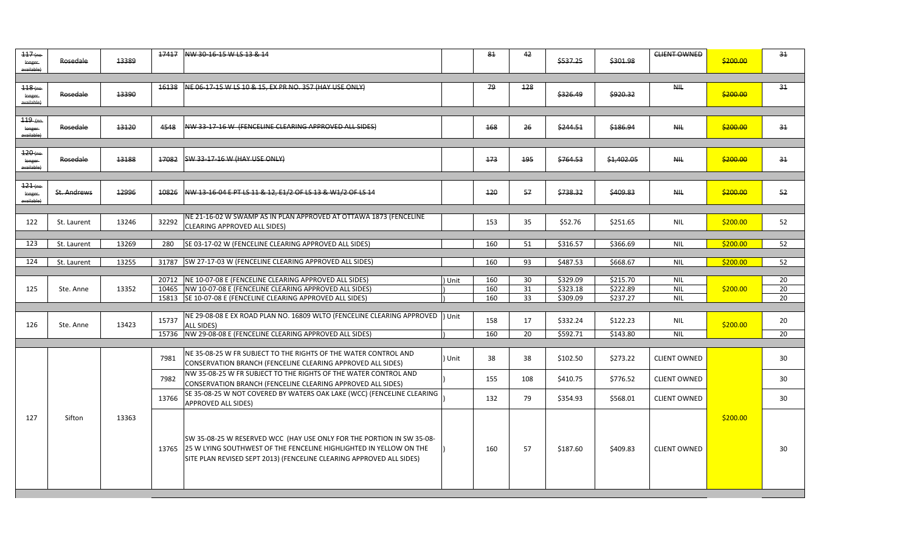| | | | | | | | | | | | | |
|---|---|---|---|---|---|---|---|---|---|---|---|---|
| ~~117 (no longer available)~~ | ~~Rosedale~~ | ~~13389~~ | ~~17417~~ | ~~NW 30-16-15 W LS 13 & 14~~ | | ~~81~~ | ~~42~~ | ~~$537.25~~ | ~~$301.98~~ | ~~CLIENT OWNED~~ | ~~$200.00~~ | ~~31~~ |
| ~~118 (no longer available)~~ | ~~Rosedale~~ | ~~13390~~ | ~~16138~~ | ~~NE 06-17-15 W LS 10 & 15, EX PR NO. 357 (HAY USE ONLY)~~ | | ~~79~~ | ~~128~~ | ~~$326.49~~ | ~~$920.32~~ | ~~NIL~~ | ~~$200.00~~ | ~~31~~ |
| ~~119 (no longer available)~~ | ~~Rosedale~~ | ~~13120~~ | ~~4548~~ | ~~NW 33-17-16 W (FENCELINE CLEARING APPROVED ALL SIDES)~~ | | ~~168~~ | ~~26~~ | ~~$244.51~~ | ~~$186.94~~ | ~~NIL~~ | ~~$200.00~~ | ~~31~~ |
| ~~120 (no longer available)~~ | ~~Rosedale~~ | ~~13188~~ | ~~17082~~ | ~~SW 33-17-16 W (HAY USE ONLY)~~ | | ~~173~~ | ~~195~~ | ~~$764.53~~ | ~~$1,402.05~~ | ~~NIL~~ | ~~$200.00~~ | ~~31~~ |
| ~~121 (no longer available)~~ | ~~St. Andrews~~ | ~~12996~~ | ~~10826~~ | ~~NW 13-16-04 E PT LS 11 & 12, E1/2 OF LS 13 & W1/2 OF LS 14~~ | | ~~120~~ | ~~57~~ | ~~$738.32~~ | ~~$409.83~~ | ~~NIL~~ | ~~$200.00~~ | ~~52~~ |
| 122 | St. Laurent | 13246 | 32292 | NE 21-16-02 W SWAMP AS IN PLAN APPROVED AT OTTAWA 1873 (FENCELINE CLEARING APPROVED ALL SIDES) | | 153 | 35 | $52.76 | $251.65 | NIL | $200.00 | 52 |
| 123 | St. Laurent | 13269 | 280 | SE 03-17-02 W (FENCELINE CLEARING APPROVED ALL SIDES) | | 160 | 51 | $316.57 | $366.69 | NIL | $200.00 | 52 |
| 124 | St. Laurent | 13255 | 31787 | SW 27-17-03 W (FENCELINE CLEARING APPROVED ALL SIDES) | | 160 | 93 | $487.53 | $668.67 | NIL | $200.00 | 52 |
| 125 | Ste. Anne | 13352 | 20712 | NE 10-07-08 E (FENCELINE CLEARING APPROVED ALL SIDES) | ) Unit | 160 | 30 | $329.09 | $215.70 | NIL | $200.00 | 20 |
| | | | 10465 | NW 10-07-08 E (FENCELINE CLEARING APPROVED ALL SIDES) | ) | 160 | 31 | $323.18 | $222.89 | NIL | | 20 |
| | | | 15813 | SE 10-07-08 E (FENCELINE CLEARING APPROVED ALL SIDES) | ) | 160 | 33 | $309.09 | $237.27 | NIL | | 20 |
| 126 | Ste. Anne | 13423 | 15737 | NE 29-08-08 E EX ROAD PLAN NO. 16809 WLTO (FENCELINE CLEARING APPROVED ALL SIDES) | ) Unit | 158 | 17 | $332.24 | $122.23 | NIL | $200.00 | 20 |
| | | | 15736 | NW 29-08-08 E (FENCELINE CLEARING APPROVED ALL SIDES) | ) | 160 | 20 | $592.71 | $143.80 | NIL | | 20 |
| 127 | Sifton | 13363 | 7981 | NE 35-08-25 W FR SUBJECT TO THE RIGHTS OF THE WATER CONTROL AND CONSERVATION BRANCH (FENCELINE CLEARING APPROVED ALL SIDES) | ) Unit | 38 | 38 | $102.50 | $273.22 | CLIENT OWNED | $200.00 | 30 |
| | | | 7982 | NW 35-08-25 W FR SUBJECT TO THE RIGHTS OF THE WATER CONTROL AND CONSERVATION BRANCH (FENCELINE CLEARING APPROVED ALL SIDES) | ) | 155 | 108 | $410.75 | $776.52 | CLIENT OWNED | | 30 |
| | | | 13766 | SE 35-08-25 W NOT COVERED BY WATERS OAK LAKE (WCC) (FENCELINE CLEARING APPROVED ALL SIDES) | ) | 132 | 79 | $354.93 | $568.01 | CLIENT OWNED | | 30 |
| | | | 13765 | SW 35-08-25 W RESERVED WCC (HAY USE ONLY FOR THE PORTION IN SW 35-08-25 W LYING SOUTHWEST OF THE FENCELINE HIGHLIGHTED IN YELLOW ON THE SITE PLAN REVISED SEPT 2013) (FENCELINE CLEARING APPROVED ALL SIDES) | ) | 160 | 57 | $187.60 | $409.83 | CLIENT OWNED | | 30 |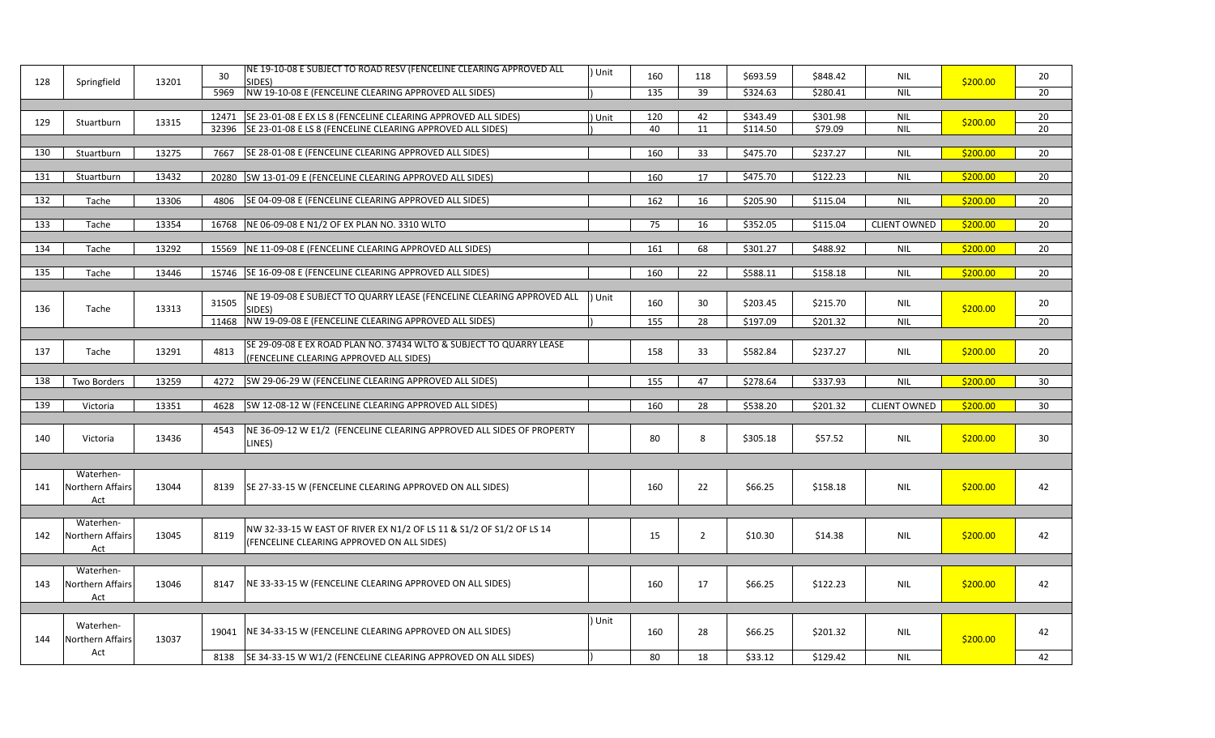| | | | | | | | | | | | |
|---|---|---|---|---|---|---|---|---|---|---|---|
| 128 | Springfield | 13201 | 30 | NE 19-10-08 E SUBJECT TO ROAD RESV (FENCELINE CLEARING APPROVED ALL SIDES) | ) Unit | 160 | 118 | $693.59 | $848.42 | NIL | $200.00 | 20 |
| | | | 5969 | NW 19-10-08 E (FENCELINE CLEARING APPROVED ALL SIDES) | ) | 135 | 39 | $324.63 | $280.41 | NIL | | 20 |
| 129 | Stuartburn | 13315 | 12471 | SE 23-01-08 E EX LS 8 (FENCELINE CLEARING APPROVED ALL SIDES) | ) Unit | 120 | 42 | $343.49 | $301.98 | NIL | $200.00 | 20 |
| | | | 32396 | SE 23-01-08 E LS 8 (FENCELINE CLEARING APPROVED ALL SIDES) | ) | 40 | 11 | $114.50 | $79.09 | NIL | | 20 |
| 130 | Stuartburn | 13275 | 7667 | SE 28-01-08 E (FENCELINE CLEARING APPROVED ALL SIDES) | | 160 | 33 | $475.70 | $237.27 | NIL | $200.00 | 20 |
| 131 | Stuartburn | 13432 | 20280 | SW 13-01-09 E (FENCELINE CLEARING APPROVED ALL SIDES) | | 160 | 17 | $475.70 | $122.23 | NIL | $200.00 | 20 |
| 132 | Tache | 13306 | 4806 | SE 04-09-08 E (FENCELINE CLEARING APPROVED ALL SIDES) | | 162 | 16 | $205.90 | $115.04 | NIL | $200.00 | 20 |
| 133 | Tache | 13354 | 16768 | NE 06-09-08 E N1/2 OF EX PLAN NO. 3310 WLTO | | 75 | 16 | $352.05 | $115.04 | CLIENT OWNED | $200.00 | 20 |
| 134 | Tache | 13292 | 15569 | NE 11-09-08 E (FENCELINE CLEARING APPROVED ALL SIDES) | | 161 | 68 | $301.27 | $488.92 | NIL | $200.00 | 20 |
| 135 | Tache | 13446 | 15746 | SE 16-09-08 E (FENCELINE CLEARING APPROVED ALL SIDES) | | 160 | 22 | $588.11 | $158.18 | NIL | $200.00 | 20 |
| 136 | Tache | 13313 | 31505 | NE 19-09-08 E SUBJECT TO QUARRY LEASE (FENCELINE CLEARING APPROVED ALL SIDES) | ) Unit | 160 | 30 | $203.45 | $215.70 | NIL | $200.00 | 20 |
| | | | 11468 | NW 19-09-08 E (FENCELINE CLEARING APPROVED ALL SIDES) | ) | 155 | 28 | $197.09 | $201.32 | NIL | | 20 |
| 137 | Tache | 13291 | 4813 | SE 29-09-08 E EX ROAD PLAN NO. 37434 WLTO & SUBJECT TO QUARRY LEASE (FENCELINE CLEARING APPROVED ALL SIDES) | | 158 | 33 | $582.84 | $237.27 | NIL | $200.00 | 20 |
| 138 | Two Borders | 13259 | 4272 | SW 29-06-29 W (FENCELINE CLEARING APPROVED ALL SIDES) | | 155 | 47 | $278.64 | $337.93 | NIL | $200.00 | 30 |
| 139 | Victoria | 13351 | 4628 | SW 12-08-12 W (FENCELINE CLEARING APPROVED ALL SIDES) | | 160 | 28 | $538.20 | $201.32 | CLIENT OWNED | $200.00 | 30 |
| 140 | Victoria | 13436 | 4543 | NE 36-09-12 W E1/2 (FENCELINE CLEARING APPROVED ALL SIDES OF PROPERTY LINES) | | 80 | 8 | $305.18 | $57.52 | NIL | $200.00 | 30 |
| 141 | Waterhen-Northern Affairs Act | 13044 | 8139 | SE 27-33-15 W (FENCELINE CLEARING APPROVED ON ALL SIDES) | | 160 | 22 | $66.25 | $158.18 | NIL | $200.00 | 42 |
| 142 | Waterhen-Northern Affairs Act | 13045 | 8119 | NW 32-33-15 W EAST OF RIVER EX N1/2 OF LS 11 & S1/2 OF S1/2 OF LS 14 (FENCELINE CLEARING APPROVED ON ALL SIDES) | | 15 | 2 | $10.30 | $14.38 | NIL | $200.00 | 42 |
| 143 | Waterhen-Northern Affairs Act | 13046 | 8147 | NE 33-33-15 W (FENCELINE CLEARING APPROVED ON ALL SIDES) | | 160 | 17 | $66.25 | $122.23 | NIL | $200.00 | 42 |
| 144 | Waterhen-Northern Affairs Act | 13037 | 19041 | NE 34-33-15 W (FENCELINE CLEARING APPROVED ON ALL SIDES) | ) Unit | 160 | 28 | $66.25 | $201.32 | NIL | $200.00 | 42 |
| | | | 8138 | SE 34-33-15 W W1/2 (FENCELINE CLEARING APPROVED ON ALL SIDES) | ) | 80 | 18 | $33.12 | $129.42 | NIL | | 42 |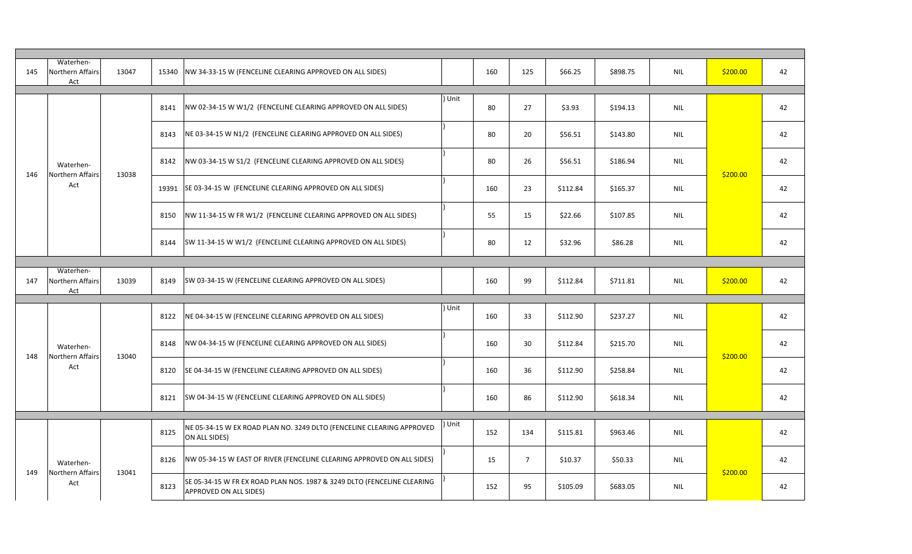| | | | | | | | | | | | | |
|---|---|---|---|---|---|---|---|---|---|---|---|---|
| 145 | Waterhen-Northern Affairs Act | 13047 | 15340 | NW 34-33-15 W (FENCELINE CLEARING APPROVED ON ALL SIDES) | | 160 | 125 | $66.25 | $898.75 | NIL | $200.00 | 42 |
| 146 | Waterhen-Northern Affairs Act | 13038 | 8141 | NW 02-34-15 W W1/2 (FENCELINE CLEARING APPROVED ON ALL SIDES) | ) Unit | 80 | 27 | $3.93 | $194.13 | NIL | $200.00 | 42 |
| | | | 8143 | NE 03-34-15 W N1/2 (FENCELINE CLEARING APPROVED ON ALL SIDES) | ) | 80 | 20 | $56.51 | $143.80 | NIL | | 42 |
| | | | 8142 | NW 03-34-15 W S1/2 (FENCELINE CLEARING APPROVED ON ALL SIDES) | ) | 80 | 26 | $56.51 | $186.94 | NIL | | 42 |
| | | | 19391 | SE 03-34-15 W (FENCELINE CLEARING APPROVED ON ALL SIDES) | ) | 160 | 23 | $112.84 | $165.37 | NIL | | 42 |
| | | | 8150 | NW 11-34-15 W FR W1/2 (FENCELINE CLEARING APPROVED ON ALL SIDES) | ) | 55 | 15 | $22.66 | $107.85 | NIL | | 42 |
| | | | 8144 | SW 11-34-15 W W1/2 (FENCELINE CLEARING APPROVED ON ALL SIDES) | ) | 80 | 12 | $32.96 | $86.28 | NIL | | 42 |
| 147 | Waterhen-Northern Affairs Act | 13039 | 8149 | SW 03-34-15 W (FENCELINE CLEARING APPROVED ON ALL SIDES) | | 160 | 99 | $112.84 | $711.81 | NIL | $200.00 | 42 |
| 148 | Waterhen-Northern Affairs Act | 13040 | 8122 | NE 04-34-15 W (FENCELINE CLEARING APPROVED ON ALL SIDES) | ) Unit | 160 | 33 | $112.90 | $237.27 | NIL | $200.00 | 42 |
| | | | 8148 | NW 04-34-15 W (FENCELINE CLEARING APPROVED ON ALL SIDES) | ) | 160 | 30 | $112.84 | $215.70 | NIL | | 42 |
| | | | 8120 | SE 04-34-15 W (FENCELINE CLEARING APPROVED ON ALL SIDES) | ) | 160 | 36 | $112.90 | $258.84 | NIL | | 42 |
| | | | 8121 | SW 04-34-15 W (FENCELINE CLEARING APPROVED ON ALL SIDES) | ) | 160 | 86 | $112.90 | $618.34 | NIL | | 42 |
| 149 | Waterhen-Northern Affairs Act | 13041 | 8125 | NE 05-34-15 W EX ROAD PLAN NO. 3249 DLTO (FENCELINE CLEARING APPROVED ON ALL SIDES) | ) Unit | 152 | 134 | $115.81 | $963.46 | NIL | $200.00 | 42 |
| | | | 8126 | NW 05-34-15 W EAST OF RIVER (FENCELINE CLEARING APPROVED ON ALL SIDES) | ) | 15 | 7 | $10.37 | $50.33 | NIL | | 42 |
| | | | 8123 | SE 05-34-15 W FR EX ROAD PLAN NOS. 1987 & 3249 DLTO (FENCELINE CLEARING APPROVED ON ALL SIDES) | ) | 152 | 95 | $105.09 | $683.05 | NIL | | 42 |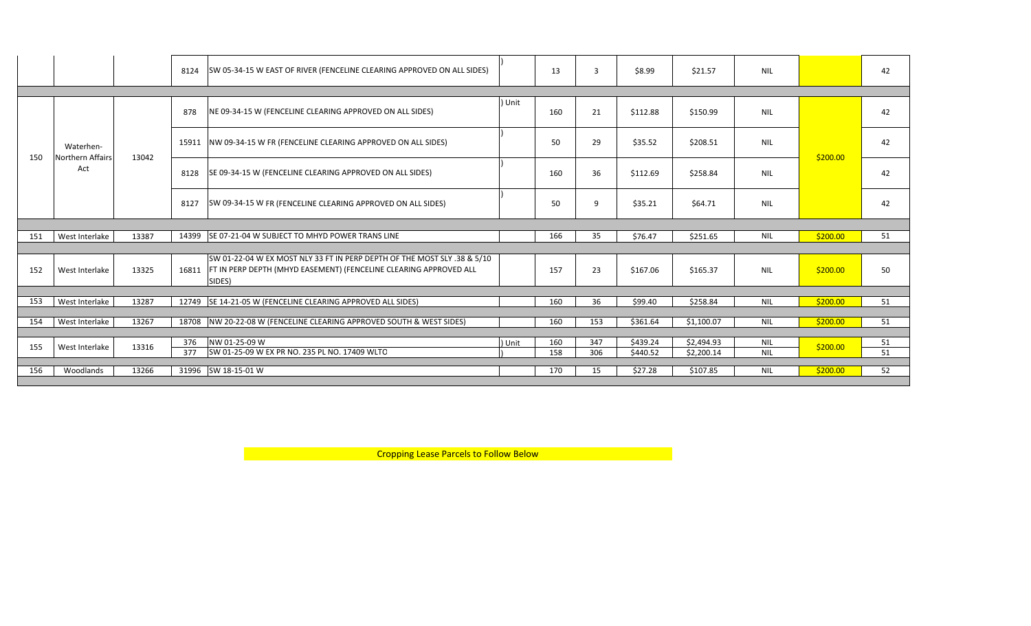| | | | | | | | | | | | | |
|---|---|---|---|---|---|---|---|---|---|---|---|---|
| | | | 8124 | SW 05-34-15 W EAST OF RIVER (FENCELINE CLEARING APPROVED ON ALL SIDES) | ) | 13 | 3 | $8.99 | $21.57 | NIL | | 42 |
| 150 | Waterhen-Northern Affairs Act | 13042 | 878 | NE 09-34-15 W (FENCELINE CLEARING APPROVED ON ALL SIDES) | ) Unit | 160 | 21 | $112.88 | $150.99 | NIL | $200.00 | 42 |
| | | | 15911 | NW 09-34-15 W FR (FENCELINE CLEARING APPROVED ON ALL SIDES) | ) | 50 | 29 | $35.52 | $208.51 | NIL | | 42 |
| | | | 8128 | SE 09-34-15 W (FENCELINE CLEARING APPROVED ON ALL SIDES) | ) | 160 | 36 | $112.69 | $258.84 | NIL | | 42 |
| | | | 8127 | SW 09-34-15 W FR (FENCELINE CLEARING APPROVED ON ALL SIDES) | ) | 50 | 9 | $35.21 | $64.71 | NIL | | 42 |
| 151 | West Interlake | 13387 | 14399 | SE 07-21-04 W SUBJECT TO MHYD POWER TRANS LINE | | 166 | 35 | $76.47 | $251.65 | NIL | $200.00 | 51 |
| 152 | West Interlake | 13325 | 16811 | SW 01-22-04 W EX MOST NLY 33 FT IN PERP DEPTH OF THE MOST SLY .38 & 5/10 FT IN PERP DEPTH (MHYD EASEMENT) (FENCELINE CLEARING APPROVED ALL SIDES) | | 157 | 23 | $167.06 | $165.37 | NIL | $200.00 | 50 |
| 153 | West Interlake | 13287 | 12749 | SE 14-21-05 W (FENCELINE CLEARING APPROVED ALL SIDES) | | 160 | 36 | $99.40 | $258.84 | NIL | $200.00 | 51 |
| 154 | West Interlake | 13267 | 18708 | NW 20-22-08 W (FENCELINE CLEARING APPROVED SOUTH & WEST SIDES) | | 160 | 153 | $361.64 | $1,100.07 | NIL | $200.00 | 51 |
| 155 | West Interlake | 13316 | 376 | NW 01-25-09 W | ) Unit | 160 | 347 | $439.24 | $2,494.93 | NIL | $200.00 | 51 |
| | | | 377 | SW 01-25-09 W EX PR NO. 235 PL NO. 17409 WLTO | ) | 158 | 306 | $440.52 | $2,200.14 | NIL | | 51 |
| 156 | Woodlands | 13266 | 31996 | SW 18-15-01 W | | 170 | 15 | $27.28 | $107.85 | NIL | $200.00 | 52 |

Cropping Lease Parcels to Follow Below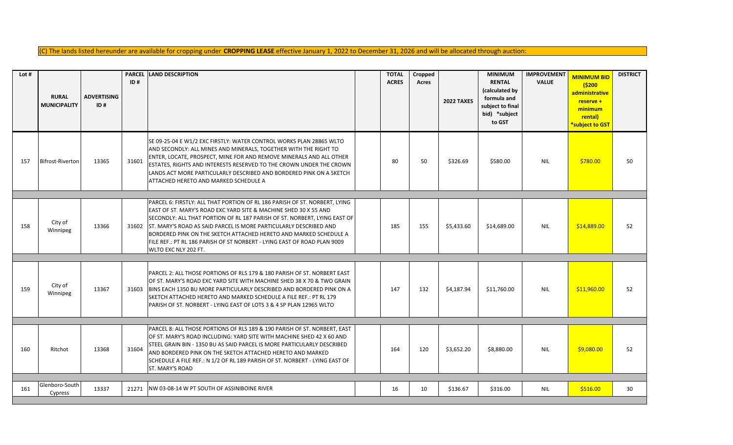(C) The lands listed hereunder are available for cropping under **CROPPING LEASE** effective January 1, 2022 to December 31, 2026 and will be allocated through auction:

| Lot # | RURAL MUNICIPALITY | ADVERTISING ID # | PARCEL ID # | LAND DESCRIPTION | | TOTAL ACRES | Cropped Acres | 2022 TAXES | MINIMUM RENTAL (calculated by formula and subject to final bid) *subject to GST | IMPROVEMENT VALUE | MINIMUM BID ($200 administrative reserve + minimum rental) *subject to GST | DISTRICT |
|---|---|---|---|---|---|---|---|---|---|---|---|---|
| 157 | Bifrost-Riverton | 13365 | 31601 | SE 09-25-04 E W1/2 EXC FIRSTLY: WATER CONTROL WORKS PLAN 28865 WLTO AND SECONDLY: ALL MINES AND MINERALS, TOGETHER WITH THE RIGHT TO ENTER, LOCATE, PROSPECT, MINE FOR AND REMOVE MINERALS AND ALL OTHER ESTATES, RIGHTS AND INTERESTS RESERVED TO THE CROWN UNDER THE CROWN LANDS ACT MORE PARTICULARLY DESCRIBED AND BORDERED PINK ON A SKETCH ATTACHED HERETO AND MARKED SCHEDULE A | | 80 | 50 | $326.69 | $580.00 | NIL | $780.00 | 50 |
| 158 | City of Winnipeg | 13366 | 31602 | PARCEL 6: FIRSTLY: ALL THAT PORTION OF RL 186 PARISH OF ST. NORBERT, LYING EAST OF ST. MARY'S ROAD EXC YARD SITE & MACHINE SHED 30 X 55 AND SECONDLY: ALL THAT PORTION OF RL 187 PARISH OF ST. NORBERT, LYING EAST OF ST. MARY'S ROAD AS SAID PARCEL IS MORE PARTICULARLY DESCRIBED AND BORDERED PINK ON THE SKETCH ATTACHED HERETO AND MARKED SCHEDULE A FILE REF.: PT RL 186 PARISH OF ST NORBERT - LYING EAST OF ROAD PLAN 9009 WLTO EXC NLY 202 FT. | | 185 | 155 | $5,433.60 | $14,689.00 | NIL | $14,889.00 | 52 |
| 159 | City of Winnipeg | 13367 | 31603 | PARCEL 2: ALL THOSE PORTIONS OF RLS 179 & 180 PARISH OF ST. NORBERT EAST OF ST. MARY'S ROAD EXC YARD SITE WITH MACHINE SHED 38 X 70 & TWO GRAIN BINS EACH 1350 BU MORE PARTICULARLY DESCRIBED AND BORDERED PINK ON A SKETCH ATTACHED HERETO AND MARKED SCHEDULE A FILE REF.: PT RL 179 PARISH OF ST. NORBERT - LYING EAST OF LOTS 3 & 4 SP PLAN 12965 WLTO | | 147 | 132 | $4,187.94 | $11,760.00 | NIL | $11,960.00 | 52 |
| 160 | Ritchot | 13368 | 31604 | PARCEL 8: ALL THOSE PORTIONS OF RLS 189 & 190 PARISH OF ST. NORBERT, EAST OF ST. MARY'S ROAD INCLUDING: YARD SITE WITH MACHINE SHED 42 X 60 AND STEEL GRAIN BIN - 1350 BU AS SAID PARCEL IS MORE PARTICULARLY DESCRIBED AND BORDERED PINK ON THE SKETCH ATTACHED HERETO AND MARKED SCHEDULE A FILE REF.: N 1/2 OF RL 189 PARISH OF ST. NORBERT - LYING EAST OF ST. MARY'S ROAD | | 164 | 120 | $3,652.20 | $8,880.00 | NIL | $9,080.00 | 52 |
| 161 | Glenboro-South Cypress | 13337 | 21271 | NW 03-08-14 W PT SOUTH OF ASSINIBOINE RIVER | | 16 | 10 | $136.67 | $316.00 | NIL | $516.00 | 30 |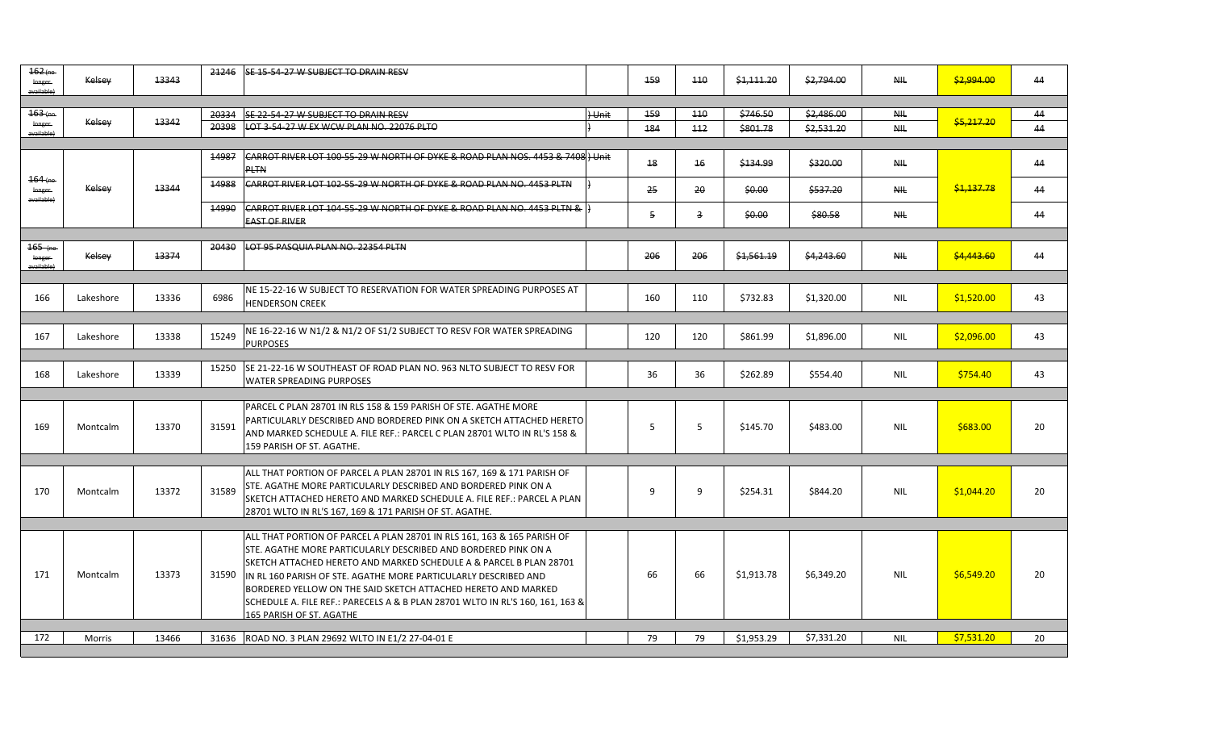| | | | | | | | | | | | | |
|---|---|---|---|---|---|---|---|---|---|---|---|---|
| ~~162 (no longer available)~~ | ~~Kelsey~~ | ~~13343~~ | ~~21246~~ | ~~SE 15-54-27 W SUBJECT TO DRAIN RESV~~ | | ~~159~~ | ~~110~~ | ~~$1,111.20~~ | ~~$2,794.00~~ | ~~NIL~~ | ~~$2,994.00~~ | ~~44~~ |
| ~~163 (no longer available)~~ | ~~Kelsey~~ | ~~13342~~ | ~~20334~~ | ~~SE 22-54-27 W SUBJECT TO DRAIN RESV~~ | ~~) Unit~~ | ~~159~~ | ~~110~~ | ~~$746.50~~ | ~~$2,486.00~~ | ~~NIL~~ | ~~$5,217.20~~ | ~~44~~ |
| | | | ~~20398~~ | ~~LOT 3-54-27 W EX WCW PLAN NO. 22076 PLTO~~ | ~~)~~ | ~~184~~ | ~~112~~ | ~~$801.78~~ | ~~$2,531.20~~ | ~~NIL~~ | | ~~44~~ |
| ~~164 (no longer available)~~ | ~~Kelsey~~ | ~~13344~~ | ~~14987~~ | ~~CARROT RIVER LOT 100-55-29 W NORTH OF DYKE & ROAD PLAN NOS. 4453 & 7408 PLTN~~ | ~~) Unit~~ | ~~18~~ | ~~16~~ | ~~$134.99~~ | ~~$320.00~~ | ~~NIL~~ | ~~$1,137.78~~ | ~~44~~ |
| | | | ~~14988~~ | ~~CARROT RIVER LOT 102-55-29 W NORTH OF DYKE & ROAD PLAN NO. 4453 PLTN~~ | ~~)~~ | ~~25~~ | ~~20~~ | ~~$0.00~~ | ~~$537.20~~ | ~~NIL~~ | | ~~44~~ |
| | | | ~~14990~~ | ~~CARROT RIVER LOT 104-55-29 W NORTH OF DYKE & ROAD PLAN NO. 4453 PLTN & EAST OF RIVER~~ | ~~)~~ | ~~5~~ | ~~3~~ | ~~$0.00~~ | ~~$80.58~~ | ~~NIL~~ | | ~~44~~ |
| ~~165 (no longer available)~~ | ~~Kelsey~~ | ~~13374~~ | ~~20430~~ | ~~LOT 95 PASQUIA PLAN NO. 22354 PLTN~~ | | ~~206~~ | ~~206~~ | ~~$1,561.19~~ | ~~$4,243.60~~ | ~~NIL~~ | ~~$4,443.60~~ | ~~44~~ |
| 166 | Lakeshore | 13336 | 6986 | NE 15-22-16 W SUBJECT TO RESERVATION FOR WATER SPREADING PURPOSES AT HENDERSON CREEK | | 160 | 110 | $732.83 | $1,320.00 | NIL | $1,520.00 | 43 |
| 167 | Lakeshore | 13338 | 15249 | NE 16-22-16 W N1/2 & N1/2 OF S1/2 SUBJECT TO RESV FOR WATER SPREADING PURPOSES | | 120 | 120 | $861.99 | $1,896.00 | NIL | $2,096.00 | 43 |
| 168 | Lakeshore | 13339 | 15250 | SE 21-22-16 W SOUTHEAST OF ROAD PLAN NO. 963 NLTO SUBJECT TO RESV FOR WATER SPREADING PURPOSES | | 36 | 36 | $262.89 | $554.40 | NIL | $754.40 | 43 |
| 169 | Montcalm | 13370 | 31591 | PARCEL C PLAN 28701 IN RLS 158 & 159 PARISH OF STE. AGATHE MORE PARTICULARLY DESCRIBED AND BORDERED PINK ON A SKETCH ATTACHED HERETO AND MARKED SCHEDULE A. FILE REF.: PARCEL C PLAN 28701 WLTO IN RL'S 158 & 159 PARISH OF ST. AGATHE. | | 5 | 5 | $145.70 | $483.00 | NIL | $683.00 | 20 |
| 170 | Montcalm | 13372 | 31589 | ALL THAT PORTION OF PARCEL A PLAN 28701 IN RLS 167, 169 & 171 PARISH OF STE. AGATHE MORE PARTICULARLY DESCRIBED AND BORDERED PINK ON A SKETCH ATTACHED HERETO AND MARKED SCHEDULE A. FILE REF.: PARCEL A PLAN 28701 WLTO IN RL'S 167, 169 & 171 PARISH OF ST. AGATHE. | | 9 | 9 | $254.31 | $844.20 | NIL | $1,044.20 | 20 |
| 171 | Montcalm | 13373 | 31590 | ALL THAT PORTION OF PARCEL A PLAN 28701 IN RLS 161, 163 & 165 PARISH OF STE. AGATHE MORE PARTICULARLY DESCRIBED AND BORDERED PINK ON A SKETCH ATTACHED HERETO AND MARKED SCHEDULE A & PARCEL B PLAN 28701 IN RL 160 PARISH OF STE. AGATHE MORE PARTICULARLY DESCRIBED AND BORDERED YELLOW ON THE SAID SKETCH ATTACHED HERETO AND MARKED SCHEDULE A. FILE REF.: PARECELS A & B PLAN 28701 WLTO IN RL'S 160, 161, 163 & 165 PARISH OF ST. AGATHE | | 66 | 66 | $1,913.78 | $6,349.20 | NIL | $6,549.20 | 20 |
| 172 | Morris | 13466 | 31636 | ROAD NO. 3 PLAN 29692 WLTO IN E1/2 27-04-01 E | | 79 | 79 | $1,953.29 | $7,331.20 | NIL | $7,531.20 | 20 |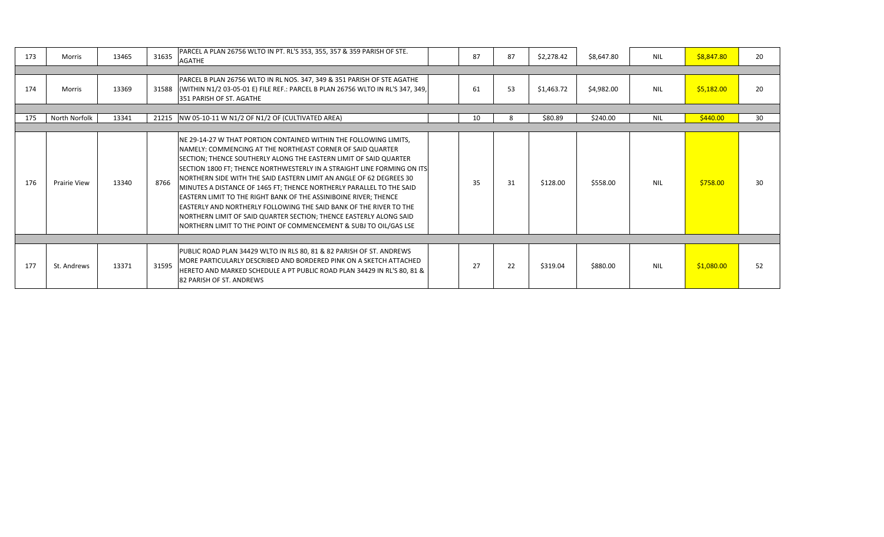| | | | | | | | | | | | | |
|---|---|---|---|---|---|---|---|---|---|---|---|---|
| 173 | Morris | 13465 | 31635 | PARCEL A PLAN 26756 WLTO IN PT. RL'S 353, 355, 357 & 359 PARISH OF STE. AGATHE | | 87 | 87 | $2,278.42 | $8,647.80 | NIL | $8,847.80 | 20 |
| 174 | Morris | 13369 | 31588 | PARCEL B PLAN 26756 WLTO IN RL NOS. 347, 349 & 351 PARISH OF STE AGATHE (WITHIN N1/2 03-05-01 E) FILE REF.: PARCEL B PLAN 26756 WLTO IN RL'S 347, 349, 351 PARISH OF ST. AGATHE | | 61 | 53 | $1,463.72 | $4,982.00 | NIL | $5,182.00 | 20 |
| 175 | North Norfolk | 13341 | 21215 | NW 05-10-11 W N1/2 OF N1/2 OF (CULTIVATED AREA) | | 10 | 8 | $80.89 | $240.00 | NIL | $440.00 | 30 |
| 176 | Prairie View | 13340 | 8766 | NE 29-14-27 W THAT PORTION CONTAINED WITHIN THE FOLLOWING LIMITS, NAMELY: COMMENCING AT THE NORTHEAST CORNER OF SAID QUARTER SECTION; THENCE SOUTHERLY ALONG THE EASTERN LIMIT OF SAID QUARTER SECTION 1800 FT; THENCE NORTHWESTERLY IN A STRAIGHT LINE FORMING ON ITS NORTHERN SIDE WITH THE SAID EASTERN LIMIT AN ANGLE OF 62 DEGREES 30 MINUTES A DISTANCE OF 1465 FT; THENCE NORTHERLY PARALLEL TO THE SAID EASTERN LIMIT TO THE RIGHT BANK OF THE ASSINIBOINE RIVER; THENCE EASTERLY AND NORTHERLY FOLLOWING THE SAID BANK OF THE RIVER TO THE NORTHERN LIMIT OF SAID QUARTER SECTION; THENCE EASTERLY ALONG SAID NORTHERN LIMIT TO THE POINT OF COMMENCEMENT & SUBJ TO OIL/GAS LSE | | 35 | 31 | $128.00 | $558.00 | NIL | $758.00 | 30 |
| 177 | St. Andrews | 13371 | 31595 | PUBLIC ROAD PLAN 34429 WLTO IN RLS 80, 81 & 82 PARISH OF ST. ANDREWS MORE PARTICULARLY DESCRIBED AND BORDERED PINK ON A SKETCH ATTACHED HERETO AND MARKED SCHEDULE A PT PUBLIC ROAD PLAN 34429 IN RL'S 80, 81 & 82 PARISH OF ST. ANDREWS | | 27 | 22 | $319.04 | $880.00 | NIL | $1,080.00 | 52 |